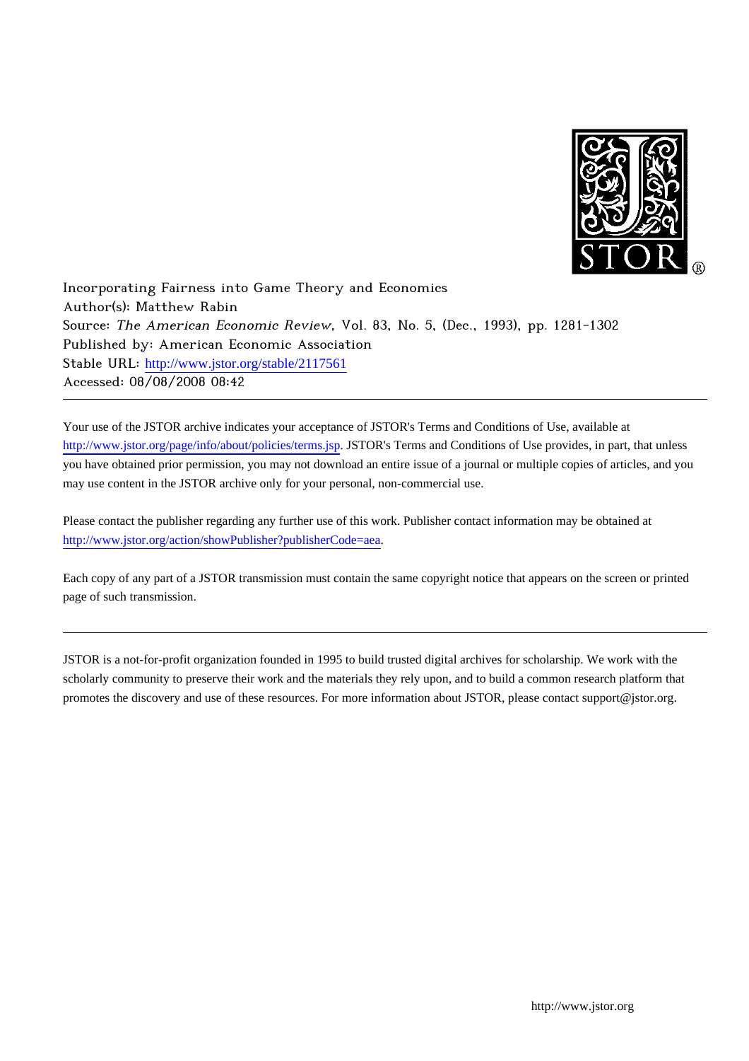Incorporating Fairness into Game Theory and Economics
Author(s): Matthew Rabin
Source: *The American Economic Review*, Vol. 83, No. 5, (Dec., 1993), pp. 1281-1302
Published by: American Economic Association
Stable URL: http://www.jstor.org/stable/2117561
Accessed: 08/08/2008 08:42

---

Your use of the JSTOR archive indicates your acceptance of JSTOR's Terms and Conditions of Use, available at http://www.jstor.org/page/info/about/policies/terms.jsp. JSTOR's Terms and Conditions of Use provides, in part, that unless you have obtained prior permission, you may not download an entire issue of a journal or multiple copies of articles, and you may use content in the JSTOR archive only for your personal, non-commercial use.

Please contact the publisher regarding any further use of this work. Publisher contact information may be obtained at http://www.jstor.org/action/showPublisher?publisherCode=aea.

Each copy of any part of a JSTOR transmission must contain the same copyright notice that appears on the screen or printed page of such transmission.

---

JSTOR is a not-for-profit organization founded in 1995 to build trusted digital archives for scholarship. We work with the scholarly community to preserve their work and the materials they rely upon, and to build a common research platform that promotes the discovery and use of these resources. For more information about JSTOR, please contact support@jstor.org.

http://www.jstor.org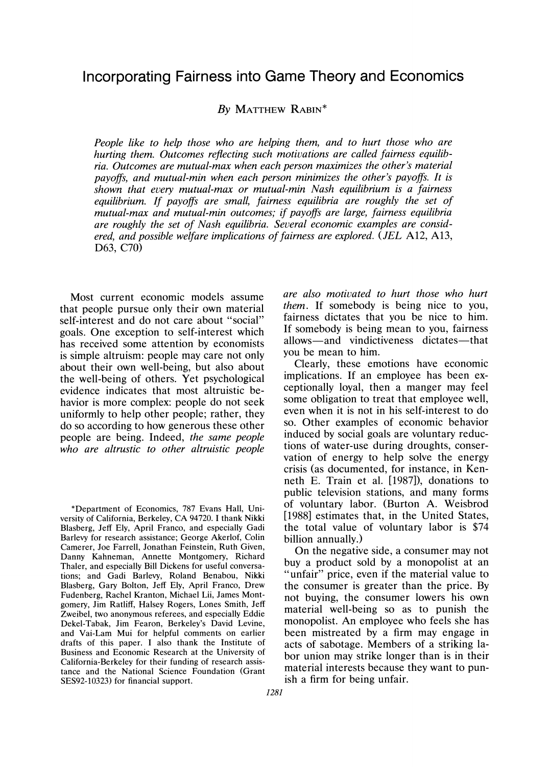# Incorporating Fairness into Game Theory and Economics

By Matthew Rabin*

*People like to help those who are helping them, and to hurt those who are hurting them. Outcomes reflecting such motivations are called fairness equilibria. Outcomes are mutual-max when each person maximizes the other's material payoffs, and mutual-min when each person minimizes the other's payoffs. It is shown that every mutual-max or mutual-min Nash equilibrium is a fairness equilibrium. If payoffs are small, fairness equilibria are roughly the set of mutual-max and mutual-min outcomes; if payoffs are large, fairness equilibria are roughly the set of Nash equilibria. Several economic examples are considered, and possible welfare implications of fairness are explored.* (*JEL* A12, A13, D63, C70)

Most current economic models assume that people pursue only their own material self-interest and do not care about "social" goals. One exception to self-interest which has received some attention by economists is simple altruism: people may care not only about their own well-being, but also about the well-being of others. Yet psychological evidence indicates that most altruistic behavior is more complex: people do not seek uniformly to help other people; rather, they do so according to how generous these other people are being. Indeed, *the same people who are altruistic to other altruistic people are also motivated to hurt those who hurt them*. If somebody is being nice to you, fairness dictates that you be nice to him. If somebody is being mean to you, fairness allows—and vindictiveness dictates—that you be mean to him.

Clearly, these emotions have economic implications. If an employee has been exceptionally loyal, then a manger may feel some obligation to treat that employee well, even when it is not in his self-interest to do so. Other examples of economic behavior induced by social goals are voluntary reductions of water-use during droughts, conservation of energy to help solve the energy crisis (as documented, for instance, in Kenneth E. Train et al. [1987]), donations to public television stations, and many forms of voluntary labor. (Burton A. Weisbrod [1988] estimates that, in the United States, the total value of voluntary labor is $74 billion annually.)

On the negative side, a consumer may not buy a product sold by a monopolist at an "unfair" price, even if the material value to the consumer is greater than the price. By not buying, the consumer lowers his own material well-being so as to punish the monopolist. An employee who feels she has been mistreated by a firm may engage in acts of sabotage. Members of a striking labor union may strike longer than is in their material interests because they want to punish a firm for being unfair.

*Department of Economics, 787 Evans Hall, University of California, Berkeley, CA 94720. I thank Nikki Blasberg, Jeff Ely, April Franco, and especially Gadi Barlevy for research assistance; George Akerlof, Colin Camerer, Joe Farrell, Jonathan Feinstein, Ruth Given, Danny Kahneman, Annette Montgomery, Richard Thaler, and especially Bill Dickens for useful conversations; and Gadi Barlevy, Roland Benabou, Nikki Blasberg, Gary Bolton, Jeff Ely, April Franco, Drew Fudenberg, Rachel Kranton, Michael Lii, James Montgomery, Jim Ratliff, Halsey Rogers, Lones Smith, Jeff Zweibel, two anonymous referees, and especially Eddie Dekel-Tabak, Jim Fearon, Berkeley's David Levine, and Vai-Lam Mui for helpful comments on earlier drafts of this paper. I also thank the Institute of Business and Economic Research at the University of California-Berkeley for their funding of research assistance and the National Science Foundation (Grant SES92-10323) for financial support.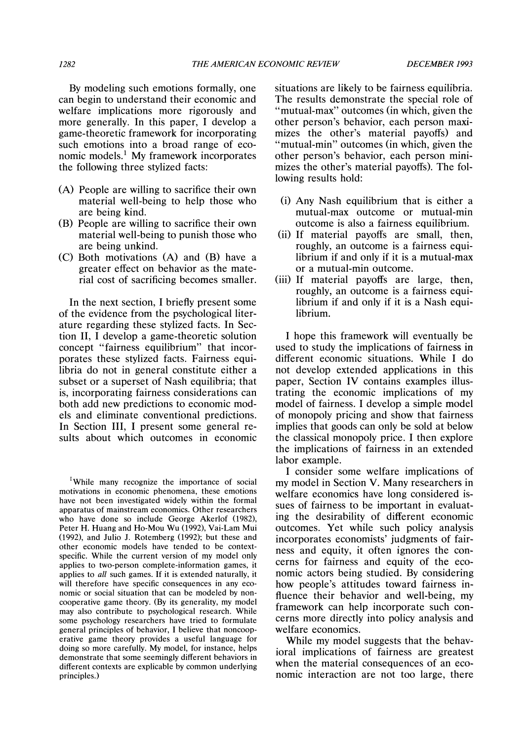By modeling such emotions formally, one can begin to understand their economic and welfare implications more rigorously and more generally. In this paper, I develop a game-theoretic framework for incorporating such emotions into a broad range of economic models.[1] My framework incorporates the following three stylized facts:

(A) People are willing to sacrifice their own material well-being to help those who are being kind.

(B) People are willing to sacrifice their own material well-being to punish those who are being unkind.

(C) Both motivations (A) and (B) have a greater effect on behavior as the material cost of sacrificing becomes smaller.

In the next section, I briefly present some of the evidence from the psychological literature regarding these stylized facts. In Section II, I develop a game-theoretic solution concept "fairness equilibrium" that incorporates these stylized facts. Fairness equilibria do not in general constitute either a subset or a superset of Nash equilibria; that is, incorporating fairness considerations can both add new predictions to economic models and eliminate conventional predictions. In Section III, I present some general results about which outcomes in economic situations are likely to be fairness equilibria. The results demonstrate the special role of "mutual-max" outcomes (in which, given the other person's behavior, each person maximizes the other's material payoffs) and "mutual-min" outcomes (in which, given the other person's behavior, each person minimizes the other's material payoffs). The following results hold:

(i) Any Nash equilibrium that is either a mutual-max outcome or mutual-min outcome is also a fairness equilibrium.

(ii) If material payoffs are small, then, roughly, an outcome is a fairness equilibrium if and only if it is a mutual-max or a mutual-min outcome.

(iii) If material payoffs are large, then, roughly, an outcome is a fairness equilibrium if and only if it is a Nash equilibrium.

I hope this framework will eventually be used to study the implications of fairness in different economic situations. While I do not develop extended applications in this paper, Section IV contains examples illustrating the economic implications of my model of fairness. I develop a simple model of monopoly pricing and show that fairness implies that goods can only be sold at below the classical monopoly price. I then explore the implications of fairness in an extended labor example.

I consider some welfare implications of my model in Section V. Many researchers in welfare economics have long considered issues of fairness to be important in evaluating the desirability of different economic outcomes. Yet while such policy analysis incorporates economists' judgments of fairness and equity, it often ignores the concerns for fairness and equity of the economic actors being studied. By considering how people's attitudes toward fairness influence their behavior and well-being, my framework can help incorporate such concerns more directly into policy analysis and welfare economics.

While my model suggests that the behavioral implications of fairness are greatest when the material consequences of an economic interaction are not too large, there

[1] While many recognize the importance of social motivations in economic phenomena, these emotions have not been investigated widely within the formal apparatus of mainstream economics. Other researchers who have done so include George Akerlof (1982), Peter H. Huang and Ho-Mou Wu (1992), Vai-Lam Mui (1992), and Julio J. Rotemberg (1992); but these and other economic models have tended to be context-specific. While the current version of my model only applies to two-person complete-information games, it applies to *all* such games. If it is extended naturally, it will therefore have specific consequences in any economic or social situation that can be modeled by noncooperative game theory. (By its generality, my model may also contribute to psychological research. While some psychology researchers have tried to formulate general principles of behavior, I believe that noncooperative game theory provides a useful language for doing so more carefully. My model, for instance, helps demonstrate that some seemingly different behaviors in different contexts are explicable by common underlying principles.)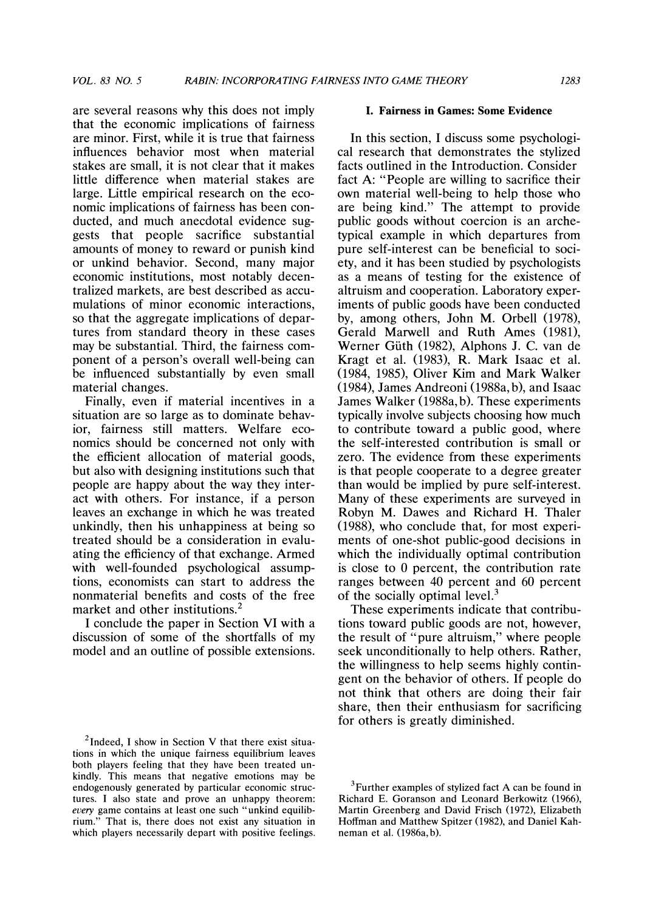are several reasons why this does not imply that the economic implications of fairness are minor. First, while it is true that fairness influences behavior most when material stakes are small, it is not clear that it makes little difference when material stakes are large. Little empirical research on the economic implications of fairness has been conducted, and much anecdotal evidence suggests that people sacrifice substantial amounts of money to reward or punish kind or unkind behavior. Second, many major economic institutions, most notably decentralized markets, are best described as accumulations of minor economic interactions, so that the aggregate implications of departures from standard theory in these cases may be substantial. Third, the fairness component of a person's overall well-being can be influenced substantially by even small material changes.

Finally, even if material incentives in a situation are so large as to dominate behavior, fairness still matters. Welfare economics should be concerned not only with the efficient allocation of material goods, but also with designing institutions such that people are happy about the way they interact with others. For instance, if a person leaves an exchange in which he was treated unkindly, then his unhappiness at being so treated should be a consideration in evaluating the efficiency of that exchange. Armed with well-founded psychological assumptions, economists can start to address the nonmaterial benefits and costs of the free market and other institutions.[2]

I conclude the paper in Section VI with a discussion of some of the shortfalls of my model and an outline of possible extensions.

## I. Fairness in Games: Some Evidence

In this section, I discuss some psychological research that demonstrates the stylized facts outlined in the Introduction. Consider fact A: "People are willing to sacrifice their own material well-being to help those who are being kind." The attempt to provide public goods without coercion is an archetypical example in which departures from pure self-interest can be beneficial to society, and it has been studied by psychologists as a means of testing for the existence of altruism and cooperation. Laboratory experiments of public goods have been conducted by, among others, John M. Orbell (1978), Gerald Marwell and Ruth Ames (1981), Werner Güth (1982), Alphons J. C. van de Kragt et al. (1983), R. Mark Isaac et al. (1984, 1985), Oliver Kim and Mark Walker (1984), James Andreoni (1988a, b), and Isaac James Walker (1988a, b). These experiments typically involve subjects choosing how much to contribute toward a public good, where the self-interested contribution is small or zero. The evidence from these experiments is that people cooperate to a degree greater than would be implied by pure self-interest. Many of these experiments are surveyed in Robyn M. Dawes and Richard H. Thaler (1988), who conclude that, for most experiments of one-shot public-good decisions in which the individually optimal contribution is close to 0 percent, the contribution rate ranges between 40 percent and 60 percent of the socially optimal level.[3]

These experiments indicate that contributions toward public goods are not, however, the result of "pure altruism," where people seek unconditionally to help others. Rather, the willingness to help seems highly contingent on the behavior of others. If people do not think that others are doing their fair share, then their enthusiasm for sacrificing for others is greatly diminished.

[2]Indeed, I show in Section V that there exist situations in which the unique fairness equilibrium leaves both players feeling that they have been treated unkindly. This means that negative emotions may be endogenously generated by particular economic structures. I also state and prove an unhappy theorem: *every* game contains at least one such "unkind equilibrium." That is, there does not exist any situation in which players necessarily depart with positive feelings.

[3]Further examples of stylized fact A can be found in Richard E. Goranson and Leonard Berkowitz (1966), Martin Greenberg and David Frisch (1972), Elizabeth Hoffman and Matthew Spitzer (1982), and Daniel Kahneman et al. (1986a, b).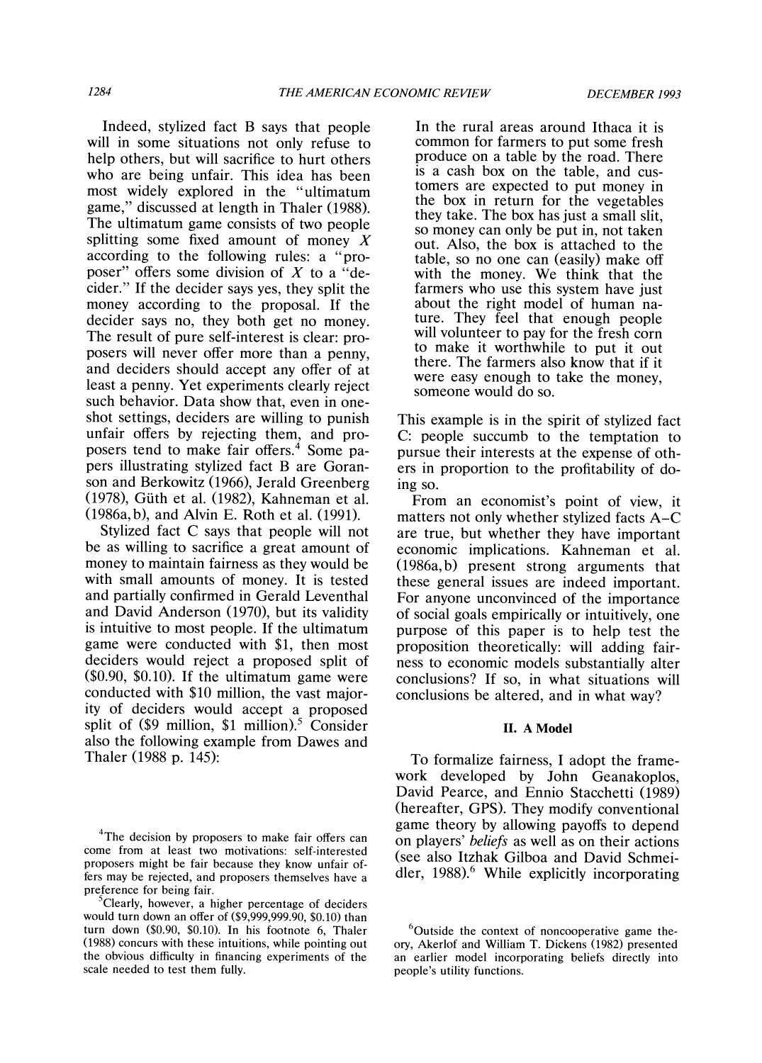Indeed, stylized fact B says that people will in some situations not only refuse to help others, but will sacrifice to hurt others who are being unfair. This idea has been most widely explored in the "ultimatum game," discussed at length in Thaler (1988). The ultimatum game consists of two people splitting some fixed amount of money $X$ according to the following rules: a "proposer" offers some division of $X$ to a "decider." If the decider says yes, they split the money according to the proposal. If the decider says no, they both get no money. The result of pure self-interest is clear: proposers will never offer more than a penny, and deciders should accept any offer of at least a penny. Yet experiments clearly reject such behavior. Data show that, even in one-shot settings, deciders are willing to punish unfair offers by rejecting them, and proposers tend to make fair offers.[4] Some papers illustrating stylized fact B are Goranson and Berkowitz (1966), Jerald Greenberg (1978), Güth et al. (1982), Kahneman et al. (1986a, b), and Alvin E. Roth et al. (1991).

Stylized fact C says that people will not be as willing to sacrifice a great amount of money to maintain fairness as they would be with small amounts of money. It is tested and partially confirmed in Gerald Leventhal and David Anderson (1970), but its validity is intuitive to most people. If the ultimatum game were conducted with \$1, then most deciders would reject a proposed split of (\$0.90, \$0.10). If the ultimatum game were conducted with \$10 million, the vast majority of deciders would accept a proposed split of (\$9 million, \$1 million).[5] Consider also the following example from Dawes and Thaler (1988 p. 145):

> In the rural areas around Ithaca it is common for farmers to put some fresh produce on a table by the road. There is a cash box on the table, and customers are expected to put money in the box in return for the vegetables they take. The box has just a small slit, so money can only be put in, not taken out. Also, the box is attached to the table, so no one can (easily) make off with the money. We think that the farmers who use this system have just about the right model of human nature. They feel that enough people will volunteer to pay for the fresh corn to make it worthwhile to put it out there. The farmers also know that if it were easy enough to take the money, someone would do so.

This example is in the spirit of stylized fact C: people succumb to the temptation to pursue their interests at the expense of others in proportion to the profitability of doing so.

From an economist's point of view, it matters not only whether stylized facts A–C are true, but whether they have important economic implications. Kahneman et al. (1986a, b) present strong arguments that these general issues are indeed important. For anyone unconvinced of the importance of social goals empirically or intuitively, one purpose of this paper is to help test the proposition theoretically: will adding fairness to economic models substantially alter conclusions? If so, in what situations will conclusions be altered, and in what way?

## II. A Model

To formalize fairness, I adopt the framework developed by John Geanakoplos, David Pearce, and Ennio Stacchetti (1989) (hereafter, GPS). They modify conventional game theory by allowing payoffs to depend on players' *beliefs* as well as on their actions (see also Itzhak Gilboa and David Schmeidler, 1988).[6] While explicitly incorporating

[4] The decision by proposers to make fair offers can come from at least two motivations: self-interested proposers might be fair because they know unfair offers may be rejected, and proposers themselves have a preference for being fair.

[5] Clearly, however, a higher percentage of deciders would turn down an offer of (\$9,999,999.90, \$0.10) than turn down (\$0.90, \$0.10). In his footnote 6, Thaler (1988) concurs with these intuitions, while pointing out the obvious difficulty in financing experiments of the scale needed to test them fully.

[6] Outside the context of noncooperative game theory, Akerlof and William T. Dickens (1982) presented an earlier model incorporating beliefs directly into people's utility functions.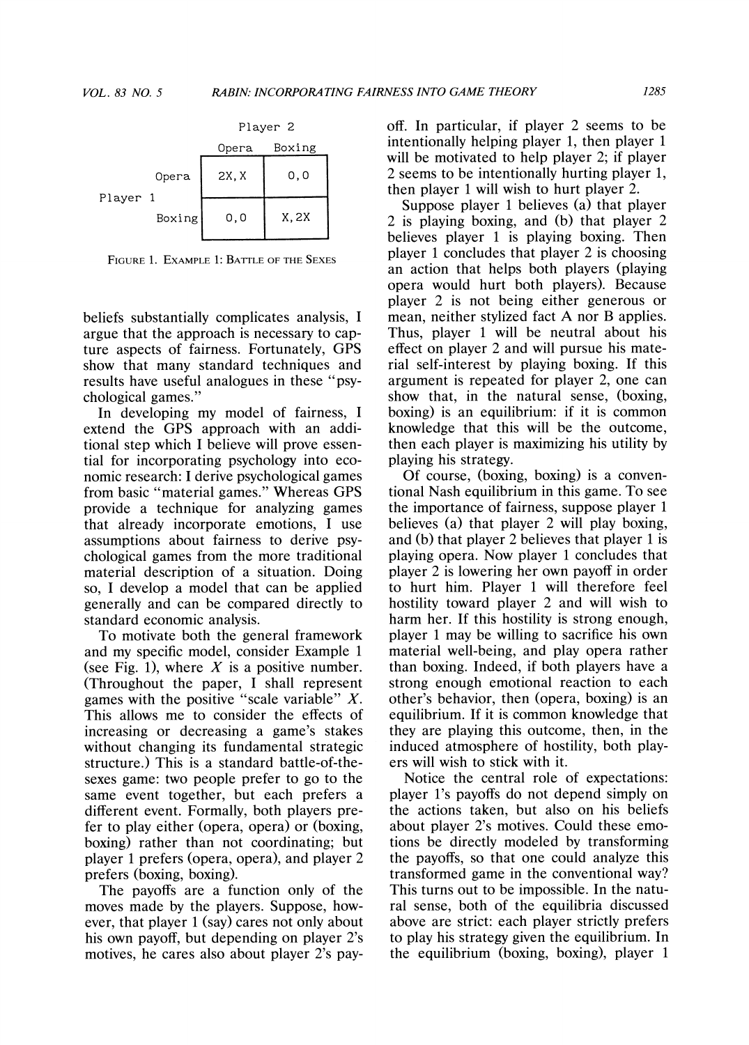|  |  | Player 2 |  |
|---|---|---|---|
|  |  | Opera | Boxing |
| Player 1 | Opera | $2X, X$ | $0, 0$ |
|  | Boxing | $0, 0$ | $X, 2X$ |

FIGURE 1. EXAMPLE 1: BATTLE OF THE SEXES

beliefs substantially complicates analysis, I argue that the approach is necessary to capture aspects of fairness. Fortunately, GPS show that many standard techniques and results have useful analogues in these "psychological games."

In developing my model of fairness, I extend the GPS approach with an additional step which I believe will prove essential for incorporating psychology into economic research: I derive psychological games from basic "material games." Whereas GPS provide a technique for analyzing games that already incorporate emotions, I use assumptions about fairness to derive psychological games from the more traditional material description of a situation. Doing so, I develop a model that can be applied generally and can be compared directly to standard economic analysis.

To motivate both the general framework and my specific model, consider Example 1 (see Fig. 1), where $X$ is a positive number. (Throughout the paper, I shall represent games with the positive "scale variable" $X$. This allows me to consider the effects of increasing or decreasing a game's stakes without changing its fundamental strategic structure.) This is a standard battle-of-the-sexes game: two people prefer to go to the same event together, but each prefers a different event. Formally, both players prefer to play either (opera, opera) or (boxing, boxing) rather than not coordinating; but player 1 prefers (opera, opera), and player 2 prefers (boxing, boxing).

The payoffs are a function only of the moves made by the players. Suppose, however, that player 1 (say) cares not only about his own payoff, but depending on player 2's motives, he cares also about player 2's payoff. In particular, if player 2 seems to be intentionally helping player 1, then player 1 will be motivated to help player 2; if player 2 seems to be intentionally hurting player 1, then player 1 will wish to hurt player 2.

Suppose player 1 believes (a) that player 2 is playing boxing, and (b) that player 2 believes player 1 is playing boxing. Then player 1 concludes that player 2 is choosing an action that helps both players (playing opera would hurt both players). Because player 2 is not being either generous or mean, neither stylized fact A nor B applies. Thus, player 1 will be neutral about his effect on player 2 and will pursue his material self-interest by playing boxing. If this argument is repeated for player 2, one can show that, in the natural sense, (boxing, boxing) is an equilibrium: if it is common knowledge that this will be the outcome, then each player is maximizing his utility by playing his strategy.

Of course, (boxing, boxing) is a conventional Nash equilibrium in this game. To see the importance of fairness, suppose player 1 believes (a) that player 2 will play boxing, and (b) that player 2 believes that player 1 is playing opera. Now player 1 concludes that player 2 is lowering her own payoff in order to hurt him. Player 1 will therefore feel hostility toward player 2 and will wish to harm her. If this hostility is strong enough, player 1 may be willing to sacrifice his own material well-being, and play opera rather than boxing. Indeed, if both players have a strong enough emotional reaction to each other's behavior, then (opera, boxing) is an equilibrium. If it is common knowledge that they are playing this outcome, then, in the induced atmosphere of hostility, both players will wish to stick with it.

Notice the central role of expectations: player 1's payoffs do not depend simply on the actions taken, but also on his beliefs about player 2's motives. Could these emotions be directly modeled by transforming the payoffs, so that one could analyze this transformed game in the conventional way? This turns out to be impossible. In the natural sense, both of the equilibria discussed above are strict: each player strictly prefers to play his strategy given the equilibrium. In the equilibrium (boxing, boxing), player 1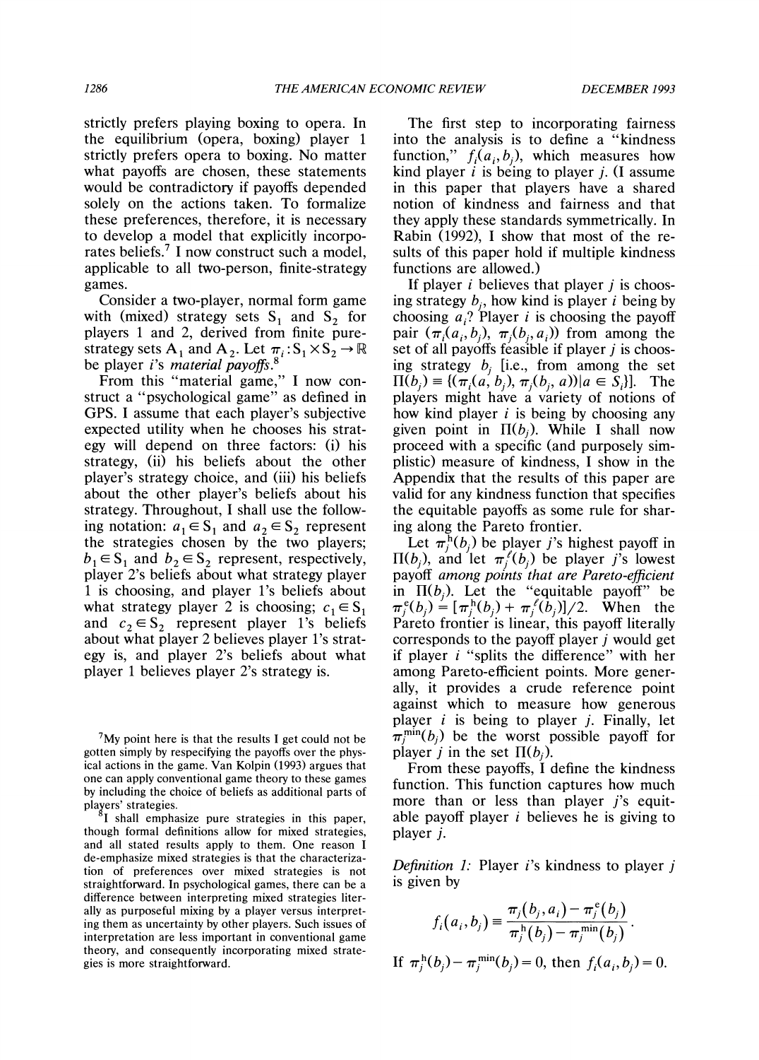strictly prefers playing boxing to opera. In the equilibrium (opera, boxing) player 1 strictly prefers opera to boxing. No matter what payoffs are chosen, these statements would be contradictory if payoffs depended solely on the actions taken. To formalize these preferences, therefore, it is necessary to develop a model that explicitly incorporates beliefs.[7] I now construct such a model, applicable to all two-person, finite-strategy games.

Consider a two-player, normal form game with (mixed) strategy sets $S_1$ and $S_2$ for players 1 and 2, derived from finite pure-strategy sets $A_1$ and $A_2$. Let $\pi_i : S_1 \times S_2 \rightarrow \mathbb{R}$ be player $i$'s *material payoffs*.[8]

From this "material game," I now construct a "psychological game" as defined in GPS. I assume that each player's subjective expected utility when he chooses his strategy will depend on three factors: (i) his strategy, (ii) his beliefs about the other player's strategy choice, and (iii) his beliefs about the other player's beliefs about his strategy. Throughout, I shall use the following notation: $a_1 \in S_1$ and $a_2 \in S_2$ represent the strategies chosen by the two players; $b_1 \in S_1$ and $b_2 \in S_2$ represent, respectively, player 2's beliefs about what strategy player 1 is choosing, and player 1's beliefs about what strategy player 2 is choosing; $c_1 \in S_1$ and $c_2 \in S_2$ represent player 1's beliefs about what player 2 believes player 1's strategy is, and player 2's beliefs about what player 1 believes player 2's strategy is.

The first step to incorporating fairness into the analysis is to define a "kindness function," $f_i(a_i, b_j)$, which measures how kind player $i$ is being to player $j$. (I assume in this paper that players have a shared notion of kindness and fairness and that they apply these standards symmetrically. In Rabin (1992), I show that most of the results of this paper hold if multiple kindness functions are allowed.)

If player $i$ believes that player $j$ is choosing strategy $b_j$, how kind is player $i$ being by choosing $a_i$? Player $i$ is choosing the payoff pair $(\pi_i(a_i, b_j), \pi_j(b_j, a_i))$ from among the set of all payoffs feasible if player $j$ is choosing strategy $b_j$ [i.e., from among the set $\Pi(b_j) \equiv \{(\pi_i(a, b_j), \pi_j(b_j, a)) | a \in S_i\}$]. The players might have a variety of notions of how kind player $i$ is being by choosing any given point in $\Pi(b_j)$. While I shall now proceed with a specific (and purposely simplistic) measure of kindness, I show in the Appendix that the results of this paper are valid for any kindness function that specifies the equitable payoffs as some rule for sharing along the Pareto frontier.

Let $\pi_j^{\mathrm{h}}(b_j)$ be player $j$'s highest payoff in $\Pi(b_j)$, and let $\pi_j^{\ell}(b_j)$ be player $j$'s lowest payoff *among points that are Pareto-efficient* in $\Pi(b_j)$. Let the "equitable payoff" be $\pi_j^{\mathrm{e}}(b_j) = [\pi_j^{\mathrm{h}}(b_j) + \pi_j^{\ell}(b_j)]/2$. When the Pareto frontier is linear, this payoff literally corresponds to the payoff player $j$ would get if player $i$ "splits the difference" with her among Pareto-efficient points. More generally, it provides a crude reference point against which to measure how generous player $i$ is being to player $j$. Finally, let $\pi_j^{\min}(b_j)$ be the worst possible payoff for player $j$ in the set $\Pi(b_j)$.

From these payoffs, I define the kindness function. This function captures how much more than or less than player $j$'s equitable payoff player $i$ believes he is giving to player $j$.

*Definition 1:* Player $i$'s kindness to player $j$ is given by

$$f_i(a_i, b_j) \equiv \frac{\pi_j(b_j, a_i) - \pi_j^{\mathrm{e}}(b_j)}{\pi_j^{\mathrm{h}}(b_j) - \pi_j^{\min}(b_j)}.$$

If $\pi_j^{\mathrm{h}}(b_j) - \pi_j^{\min}(b_j) = 0$, then $f_i(a_i, b_j) = 0$.

---

[7] My point here is that the results I get could not be gotten simply by respecifying the payoffs over the physical actions in the game. Van Kolpin (1993) argues that one can apply conventional game theory to these games by including the choice of beliefs as additional parts of players' strategies.

[8] I shall emphasize pure strategies in this paper, though formal definitions allow for mixed strategies, and all stated results apply to them. One reason I de-emphasize mixed strategies is that the characterization of preferences over mixed strategies is not straightforward. In psychological games, there can be a difference between interpreting mixed strategies literally as purposeful mixing by a player versus interpreting them as uncertainty by other players. Such issues of interpretation are less important in conventional game theory, and consequently incorporating mixed strategies is more straightforward.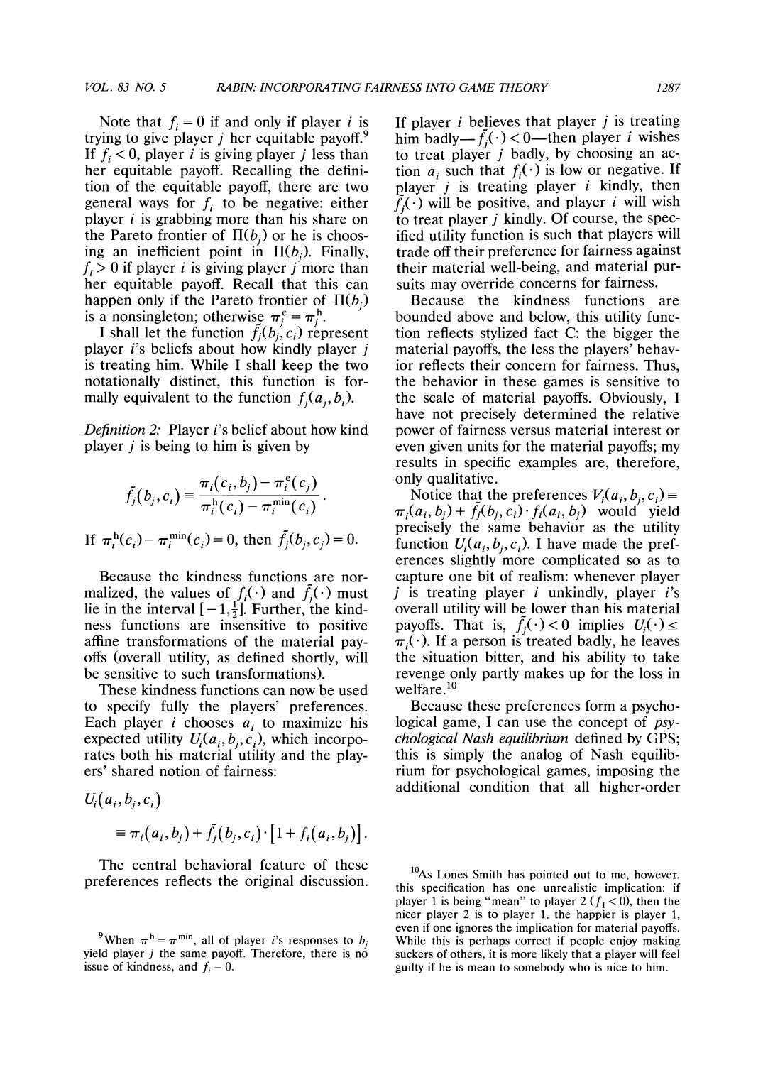Note that $f_i = 0$ if and only if player $i$ is trying to give player $j$ her equitable payoff.[9] If $f_i < 0$, player $i$ is giving player $j$ less than her equitable payoff. Recalling the definition of the equitable payoff, there are two general ways for $f_i$ to be negative: either player $i$ is grabbing more than his share on the Pareto frontier of $\Pi(b_j)$ or he is choosing an inefficient point in $\Pi(b_j)$. Finally, $f_i > 0$ if player $i$ is giving player $j$ more than her equitable payoff. Recall that this can happen only if the Pareto frontier of $\Pi(b_j)$ is a nonsingleton; otherwise $\pi_j^{\mathrm{e}} = \pi_j^{\mathrm{h}}$.

I shall let the function $\tilde{f}_j(b_j, c_i)$ represent player $i$'s beliefs about how kindly player $j$ is treating him. While I shall keep the two notationally distinct, this function is formally equivalent to the function $f_j(a_j, b_i)$.

*Definition 2:* Player $i$'s belief about how kind player $j$ is being to him is given by

$$\tilde{f}_j(b_j, c_i) \equiv \frac{\pi_i(c_i, b_j) - \pi_i^{\mathrm{e}}(c_j)}{\pi_i^{\mathrm{h}}(c_i) - \pi_i^{\min}(c_i)}.$$

If $\pi_i^{\mathrm{h}}(c_i) - \pi_i^{\min}(c_i) = 0$, then $\tilde{f}_j(b_j, c_j) = 0$.

Because the kindness functions are normalized, the values of $f_i(\cdot)$ and $\tilde{f}_j(\cdot)$ must lie in the interval $[-1, \frac{1}{2}]$. Further, the kindness functions are insensitive to positive affine transformations of the material payoffs (overall utility, as defined shortly, will be sensitive to such transformations).

These kindness functions can now be used to specify fully the players' preferences. Each player $i$ chooses $a_i$ to maximize his expected utility $U_i(a_i, b_j, c_i)$, which incorporates both his material utility and the players' shared notion of fairness:

$$U_i(a_i, b_j, c_i) \equiv \pi_i(a_i, b_j) + \tilde{f}_j(b_j, c_i) \cdot \left[1 + f_i(a_i, b_j)\right].$$

The central behavioral feature of these preferences reflects the original discussion. If player $i$ believes that player $j$ is treating him badly—$\tilde{f}_j(\cdot) < 0$—then player $i$ wishes to treat player $j$ badly, by choosing an action $a_i$ such that $f_i(\cdot)$ is low or negative. If player $j$ is treating player $i$ kindly, then $\tilde{f}_j(\cdot)$ will be positive, and player $i$ will wish to treat player $j$ kindly. Of course, the specified utility function is such that players will trade off their preference for fairness against their material well-being, and material pursuits may override concerns for fairness.

Because the kindness functions are bounded above and below, this utility function reflects stylized fact C: the bigger the material payoffs, the less the players' behavior reflects their concern for fairness. Thus, the behavior in these games is sensitive to the scale of material payoffs. Obviously, I have not precisely determined the relative power of fairness versus material interest or even given units for the material payoffs; my results in specific examples are, therefore, only qualitative.

Notice that the preferences $V_i(a_i, b_j, c_i) \equiv \pi_i(a_i, b_j) + \tilde{f}_j(b_j, c_i) \cdot f_i(a_i, b_j)$ would yield precisely the same behavior as the utility function $U_i(a_i, b_j, c_i)$. I have made the preferences slightly more complicated so as to capture one bit of realism: whenever player $j$ is treating player $i$ unkindly, player $i$'s overall utility will be lower than his material payoffs. That is, $\tilde{f}_j(\cdot) < 0$ implies $U_i(\cdot) \le \pi_i(\cdot)$. If a person is treated badly, he leaves the situation bitter, and his ability to take revenge only partly makes up for the loss in welfare.[10]

Because these preferences form a psychological game, I can use the concept of *psychological Nash equilibrium* defined by GPS; this is simply the analog of Nash equilibrium for psychological games, imposing the additional condition that all higher-order

[9]When $\pi^{\mathrm{h}} = \pi^{\min}$, all of player $i$'s responses to $b_j$ yield player $j$ the same payoff. Therefore, there is no issue of kindness, and $f_i = 0$.

[10]As Lones Smith has pointed out to me, however, this specification has one unrealistic implication: if player 1 is being "mean" to player 2 ($f_1 < 0$), then the nicer player 2 is to player 1, the happier is player 1, even if one ignores the implication for material payoffs. While this is perhaps correct if people enjoy making suckers of others, it is more likely that a player will feel guilty if he is mean to somebody who is nice to him.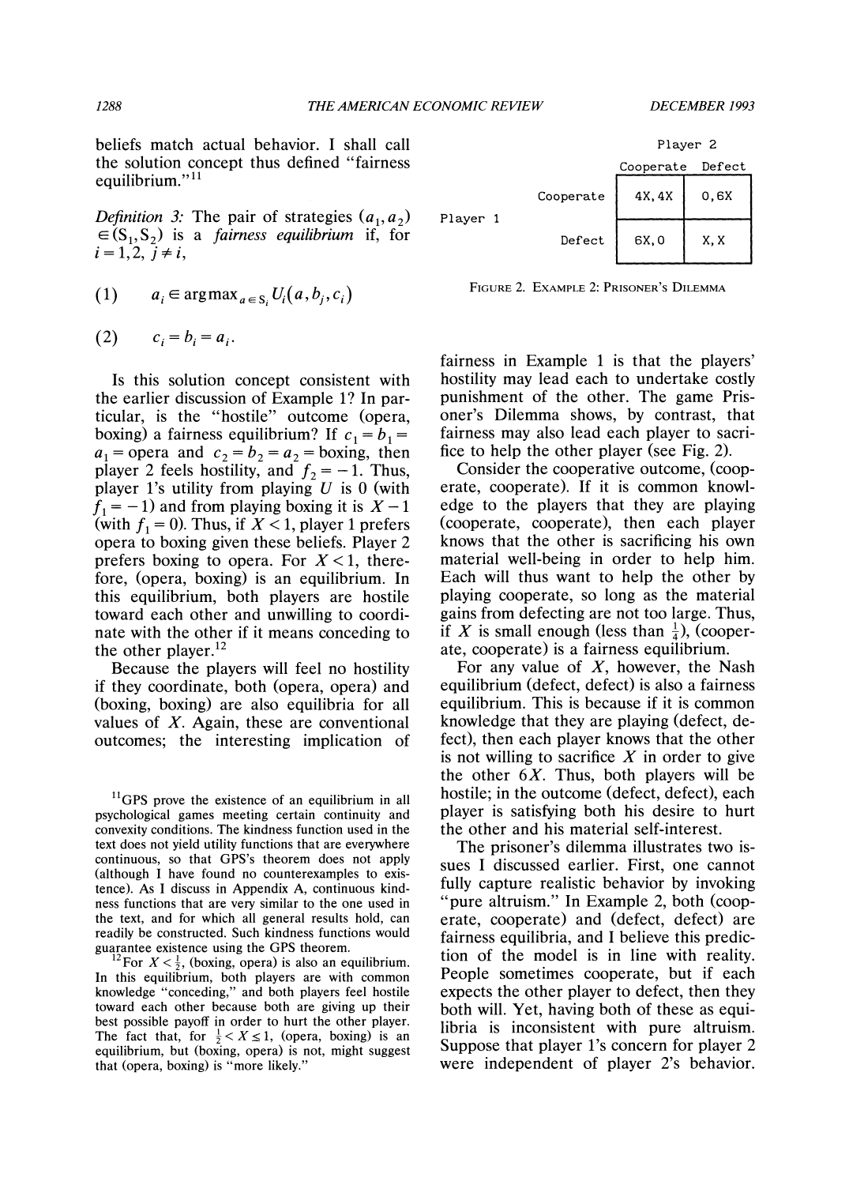beliefs match actual behavior. I shall call the solution concept thus defined "fairness equilibrium."[11]

*Definition 3:* The pair of strategies $(a_1, a_2) \in (S_1, S_2)$ is a *fairness equilibrium* if, for $i = 1,2,\ j \neq i$,

$$(1) \qquad a_i \in \arg\max_{a \in S_i} U_i(a, b_j, c_i)$$

$$(2) \qquad c_i = b_i = a_i.$$

Is this solution concept consistent with the earlier discussion of Example 1? In particular, is the "hostile" outcome (opera, boxing) a fairness equilibrium? If $c_1 = b_1 = a_1 =$ opera and $c_2 = b_2 = a_2 =$ boxing, then player 2 feels hostility, and $f_2 = -1$. Thus, player 1's utility from playing $U$ is 0 (with $f_1 = -1$) and from playing boxing it is $X - 1$ (with $f_1 = 0$). Thus, if $X < 1$, player 1 prefers opera to boxing given these beliefs. Player 2 prefers boxing to opera. For $X < 1$, therefore, (opera, boxing) is an equilibrium. In this equilibrium, both players are hostile toward each other and unwilling to coordinate with the other if it means conceding to the other player.[12]

Because the players will feel no hostility if they coordinate, both (opera, opera) and (boxing, boxing) are also equilibria for all values of $X$. Again, these are conventional outcomes; the interesting implication of fairness in Example 1 is that the players' hostility may lead each to undertake costly punishment of the other. The game Prisoner's Dilemma shows, by contrast, that fairness may also lead each player to sacrifice to help the other player (see Fig. 2).

| | | Player 2 | |
|---|---|---|---|
| | | Cooperate | Defect |
| Player 1 | Cooperate | 4X, 4X | 0, 6X |
| | Defect | 6X, 0 | X, X |

FIGURE 2. EXAMPLE 2: PRISONER'S DILEMMA

Consider the cooperative outcome, (cooperate, cooperate). If it is common knowledge to the players that they are playing (cooperate, cooperate), then each player knows that the other is sacrificing his own material well-being in order to help him. Each will thus want to help the other by playing cooperate, so long as the material gains from defecting are not too large. Thus, if $X$ is small enough (less than $\frac{1}{4}$), (cooperate, cooperate) is a fairness equilibrium.

For any value of $X$, however, the Nash equilibrium (defect, defect) is also a fairness equilibrium. This is because if it is common knowledge that they are playing (defect, defect), then each player knows that the other is not willing to sacrifice $X$ in order to give the other $6X$. Thus, both players will be hostile; in the outcome (defect, defect), each player is satisfying both his desire to hurt the other and his material self-interest.

The prisoner's dilemma illustrates two issues I discussed earlier. First, one cannot fully capture realistic behavior by invoking "pure altruism." In Example 2, both (cooperate, cooperate) and (defect, defect) are fairness equilibria, and I believe this prediction of the model is in line with reality. People sometimes cooperate, but if each expects the other player to defect, then they both will. Yet, having both of these as equilibria is inconsistent with pure altruism. Suppose that player 1's concern for player 2 were independent of player 2's behavior.

[11] GPS prove the existence of an equilibrium in all psychological games meeting certain continuity and convexity conditions. The kindness function used in the text does not yield utility functions that are everywhere continuous, so that GPS's theorem does not apply (although I have found no counterexamples to existence). As I discuss in Appendix A, continuous kindness functions that are very similar to the one used in the text, and for which all general results hold, can readily be constructed. Such kindness functions would guarantee existence using the GPS theorem.

[12] For $X < \frac{1}{2}$, (boxing, opera) is also an equilibrium. In this equilibrium, both players are with common knowledge "conceding," and both players feel hostile toward each other because both are giving up their best possible payoff in order to hurt the other player. The fact that, for $\frac{1}{2} < X \leq 1$, (opera, boxing) is an equilibrium, but (boxing, opera) is not, might suggest that (opera, boxing) is "more likely."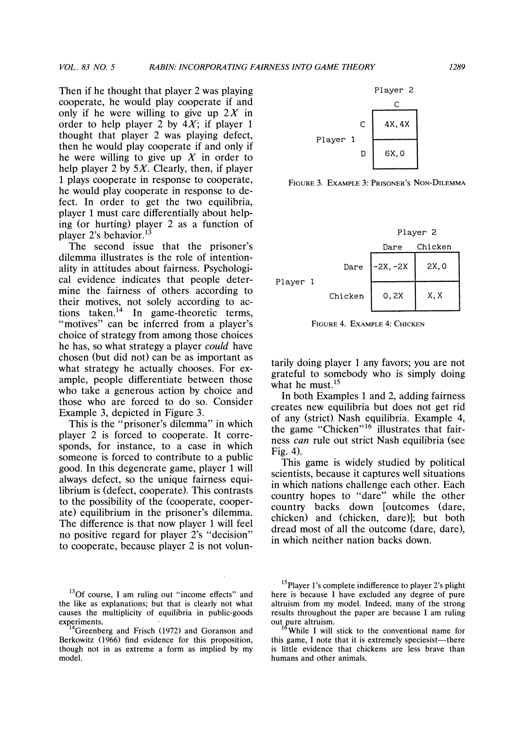Then if he thought that player 2 was playing cooperate, he would play cooperate if and only if he were willing to give up $2X$ in order to help player 2 by $4X$; if player 1 thought that player 2 was playing defect, then he would play cooperate if and only if he were willing to give up $X$ in order to help player 2 by $5X$. Clearly, then, if player 1 plays cooperate in response to cooperate, he would play cooperate in response to defect. In order to get the two equilibria, player 1 must care differentially about helping (or hurting) player 2 as a function of player 2's behavior.[13]

The second issue that the prisoner's dilemma illustrates is the role of intentionality in attitudes about fairness. Psychological evidence indicates that people determine the fairness of others according to their motives, not solely according to actions taken.[14] In game-theoretic terms, "motives" can be inferred from a player's choice of strategy from among those choices he has, so what strategy a player *could* have chosen (but did not) can be as important as what strategy he actually chooses. For example, people differentiate between those who take a generous action by choice and those who are forced to do so. Consider Example 3, depicted in Figure 3.

| | | Player 2 |
|---|---|---|
| | | C |
| Player 1 | C | $4X, 4X$ |
| | D | $6X, 0$ |

FIGURE 3. EXAMPLE 3: PRISONER'S NON-DILEMMA

This is the "prisoner's dilemma" in which player 2 is forced to cooperate. It corresponds, for instance, to a case in which someone is forced to contribute to a public good. In this degenerate game, player 1 will always defect, so the unique fairness equilibrium is (defect, cooperate). This contrasts to the possibility of the (cooperate, cooperate) equilibrium in the prisoner's dilemma. The difference is that now player 1 will feel no positive regard for player 2's "decision" to cooperate, because player 2 is not voluntarily doing player 1 any favors; you are not grateful to somebody who is simply doing what he must.[15]

In both Examples 1 and 2, adding fairness creates new equilibria but does not get rid of any (strict) Nash equilibria. Example 4, the game "Chicken"[16] illustrates that fairness *can* rule out strict Nash equilibria (see Fig. 4).

| | | Player 2 | |
|---|---|---|---|
| | | Dare | Chicken |
| Player 1 | Dare | $-2X, -2X$ | $2X, 0$ |
| | Chicken | $0, 2X$ | $X, X$ |

FIGURE 4. EXAMPLE 4: CHICKEN

This game is widely studied by political scientists, because it captures well situations in which nations challenge each other. Each country hopes to "dare" while the other country backs down [outcomes (dare, chicken) and (chicken, dare)]; but both dread most of all the outcome (dare, dare), in which neither nation backs down.

---

[13] Of course, I am ruling out "income effects" and the like as explanations; but that is clearly not what causes the multiplicity of equilibria in public-goods experiments.

[14] Greenberg and Frisch (1972) and Goranson and Berkowitz (1966) find evidence for this proposition, though not in as extreme a form as implied by my model.

[15] Player 1's complete indifference to player 2's plight here is because I have excluded any degree of pure altruism from my model. Indeed, many of the strong results throughout the paper are because I am ruling out pure altruism.

[16] While I will stick to the conventional name for this game, I note that it is extremely speciesist—there is little evidence that chickens are less brave than humans and other animals.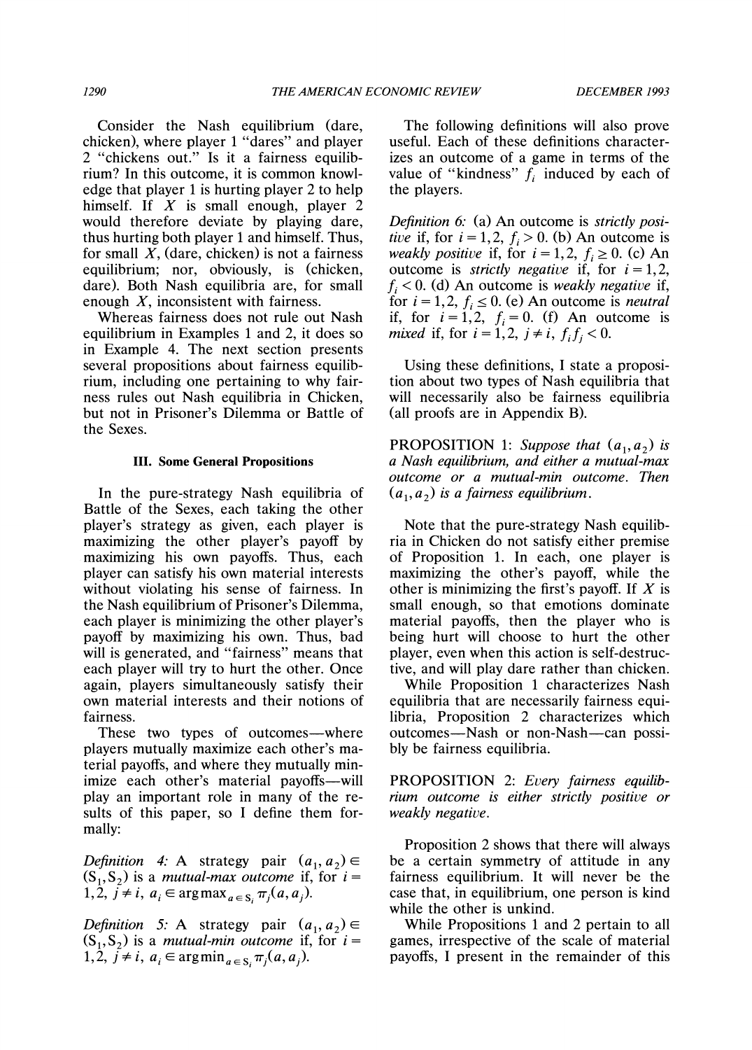Consider the Nash equilibrium (dare, chicken), where player 1 "dares" and player 2 "chickens out." Is it a fairness equilibrium? In this outcome, it is common knowledge that player 1 is hurting player 2 to help himself. If $X$ is small enough, player 2 would therefore deviate by playing dare, thus hurting both player 1 and himself. Thus, for small $X$, (dare, chicken) is not a fairness equilibrium; nor, obviously, is (chicken, dare). Both Nash equilibria are, for small enough $X$, inconsistent with fairness.

Whereas fairness does not rule out Nash equilibrium in Examples 1 and 2, it does so in Example 4. The next section presents several propositions about fairness equilibrium, including one pertaining to why fairness rules out Nash equilibria in Chicken, but not in Prisoner's Dilemma or Battle of the Sexes.

### III. Some General Propositions

In the pure-strategy Nash equilibria of Battle of the Sexes, each taking the other player's strategy as given, each player is maximizing the other player's payoff by maximizing his own payoffs. Thus, each player can satisfy his own material interests without violating his sense of fairness. In the Nash equilibrium of Prisoner's Dilemma, each player is minimizing the other player's payoff by maximizing his own. Thus, bad will is generated, and "fairness" means that each player will try to hurt the other. Once again, players simultaneously satisfy their own material interests and their notions of fairness.

These two types of outcomes—where players mutually maximize each other's material payoffs, and where they mutually minimize each other's material payoffs—will play an important role in many of the results of this paper, so I define them formally:

*Definition 4:* A strategy pair $(a_1, a_2) \in (S_1, S_2)$ is a *mutual-max outcome* if, for $i = 1,2$, $j \neq i$, $a_i \in \text{argmax}_{a \in S_i} \pi_j(a, a_j)$.

*Definition 5:* A strategy pair $(a_1, a_2) \in (S_1, S_2)$ is a *mutual-min outcome* if, for $i = 1,2$, $j \neq i$, $a_i \in \text{argmin}_{a \in S_i} \pi_j(a, a_j)$.

The following definitions will also prove useful. Each of these definitions characterizes an outcome of a game in terms of the value of "kindness" $f_i$ induced by each of the players.

*Definition 6:* (a) An outcome is *strictly positive* if, for $i = 1,2$, $f_i > 0$. (b) An outcome is *weakly positive* if, for $i = 1,2$, $f_i \geq 0$. (c) An outcome is *strictly negative* if, for $i = 1,2$, $f_i < 0$. (d) An outcome is *weakly negative* if, for $i = 1,2$, $f_i \leq 0$. (e) An outcome is *neutral* if, for $i = 1,2$, $f_i = 0$. (f) An outcome is *mixed* if, for $i = 1,2$, $j \neq i$, $f_i f_j < 0$.

Using these definitions, I state a proposition about two types of Nash equilibria that will necessarily also be fairness equilibria (all proofs are in Appendix B).

PROPOSITION 1: *Suppose that $(a_1, a_2)$ is a Nash equilibrium, and either a mutual-max outcome or a mutual-min outcome. Then $(a_1, a_2)$ is a fairness equilibrium.*

Note that the pure-strategy Nash equilibria in Chicken do not satisfy either premise of Proposition 1. In each, one player is maximizing the other's payoff, while the other is minimizing the first's payoff. If $X$ is small enough, so that emotions dominate material payoffs, then the player who is being hurt will choose to hurt the other player, even when this action is self-destructive, and will play dare rather than chicken.

While Proposition 1 characterizes Nash equilibria that are necessarily fairness equilibria, Proposition 2 characterizes which outcomes—Nash or non-Nash—can possibly be fairness equilibria.

PROPOSITION 2: *Every fairness equilibrium outcome is either strictly positive or weakly negative.*

Proposition 2 shows that there will always be a certain symmetry of attitude in any fairness equilibrium. It will never be the case that, in equilibrium, one person is kind while the other is unkind.

While Propositions 1 and 2 pertain to all games, irrespective of the scale of material payoffs, I present in the remainder of this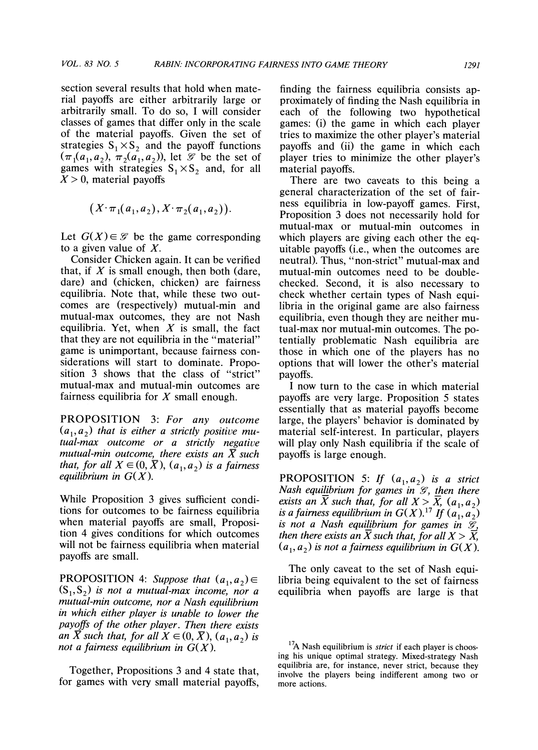section several results that hold when material payoffs are either arbitrarily large or arbitrarily small. To do so, I will consider classes of games that differ only in the scale of the material payoffs. Given the set of strategies $S_1 \times S_2$ and the payoff functions $(\pi_1(a_1, a_2), \pi_2(a_1, a_2))$, let $\mathscr{G}$ be the set of games with strategies $S_1 \times S_2$ and, for all $X > 0$, material payoffs

$$(X \cdot \pi_1(a_1, a_2), X \cdot \pi_2(a_1, a_2)).$$

Let $G(X) \in \mathscr{G}$ be the game corresponding to a given value of $X$.

Consider Chicken again. It can be verified that, if $X$ is small enough, then both (dare, dare) and (chicken, chicken) are fairness equilibria. Note that, while these two outcomes are (respectively) mutual-min and mutual-max outcomes, they are not Nash equilibria. Yet, when $X$ is small, the fact that they are not equilibria in the "material" game is unimportant, because fairness considerations will start to dominate. Proposition 3 shows that the class of "strict" mutual-max and mutual-min outcomes are fairness equilibria for $X$ small enough.

PROPOSITION 3: *For any outcome $(a_1, a_2)$ that is either a strictly positive mutual-max outcome or a strictly negative mutual-min outcome, there exists an $\bar{X}$ such that, for all $X \in (0, \bar{X})$, $(a_1, a_2)$ is a fairness equilibrium in $G(X)$.*

While Proposition 3 gives sufficient conditions for outcomes to be fairness equilibria when material payoffs are small, Proposition 4 gives conditions for which outcomes will not be fairness equilibria when material payoffs are small.

PROPOSITION 4: *Suppose that $(a_1, a_2) \in (S_1, S_2)$ is not a mutual-max income, nor a mutual-min outcome, nor a Nash equilibrium in which either player is unable to lower the payoffs of the other player. Then there exists an $\bar{X}$ such that, for all $X \in (0, \bar{X})$, $(a_1, a_2)$ is not a fairness equilibrium in $G(X)$.*

Together, Propositions 3 and 4 state that, for games with very small material payoffs, finding the fairness equilibria consists approximately of finding the Nash equilibria in each of the following two hypothetical games: (i) the game in which each player tries to maximize the other player's material payoffs and (ii) the game in which each player tries to minimize the other player's material payoffs.

There are two caveats to this being a general characterization of the set of fairness equilibria in low-payoff games. First, Proposition 3 does not necessarily hold for mutual-max or mutual-min outcomes in which players are giving each other the equitable payoffs (i.e., when the outcomes are neutral). Thus, "non-strict" mutual-max and mutual-min outcomes need to be double-checked. Second, it is also necessary to check whether certain types of Nash equilibria in the original game are also fairness equilibria, even though they are neither mutual-max nor mutual-min outcomes. The potentially problematic Nash equilibria are those in which one of the players has no options that will lower the other's material payoffs.

I now turn to the case in which material payoffs are very large. Proposition 5 states essentially that as material payoffs become large, the players' behavior is dominated by material self-interest. In particular, players will play only Nash equilibria if the scale of payoffs is large enough.

PROPOSITION 5: *If $(a_1, a_2)$ is a strict Nash equilibrium for games in $\mathscr{G}$, then there exists an $\bar{X}$ such that, for all $X > \bar{X}$, $(a_1, a_2)$ is a fairness equilibrium in $G(X)$.*[17] *If $(a_1, a_2)$ is not a Nash equilibrium for games in $\mathscr{G}$, then there exists an $\bar{X}$ such that, for all $X > \bar{X}$, $(a_1, a_2)$ is not a fairness equilibrium in $G(X)$.*

The only caveat to the set of Nash equilibria being equivalent to the set of fairness equilibria when payoffs are large is that

[17] A Nash equilibrium is *strict* if each player is choosing his unique optimal strategy. Mixed-strategy Nash equilibria are, for instance, never strict, because they involve the players being indifferent among two or more actions.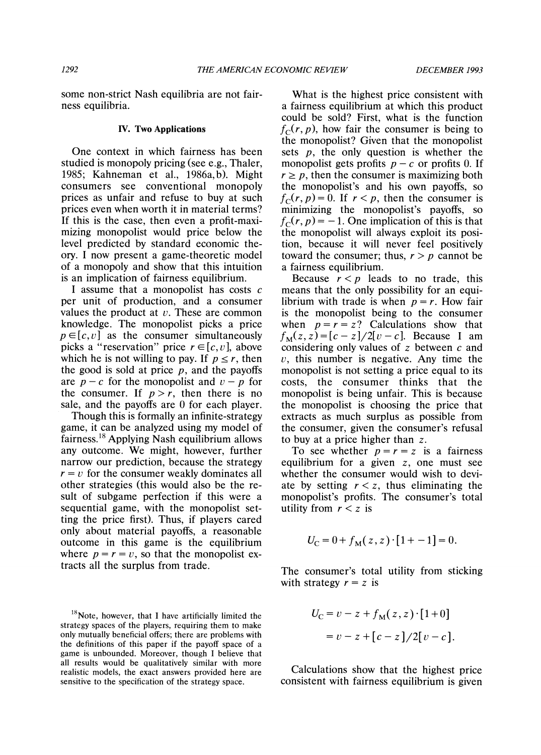some non-strict Nash equilibria are not fairness equilibria.

## IV. Two Applications

One context in which fairness has been studied is monopoly pricing (see e.g., Thaler, 1985; Kahneman et al., 1986a, b). Might consumers see conventional monopoly prices as unfair and refuse to buy at such prices even when worth it in material terms? If this is the case, then even a profit-maximizing monopolist would price below the level predicted by standard economic theory. I now present a game-theoretic model of a monopoly and show that this intuition is an implication of fairness equilibrium.

I assume that a monopolist has costs $c$ per unit of production, and a consumer values the product at $v$. These are common knowledge. The monopolist picks a price $p \in [c, v]$ as the consumer simultaneously picks a "reservation" price $r \in [c, v]$, above which he is not willing to pay. If $p \leq r$, then the good is sold at price $p$, and the payoffs are $p - c$ for the monopolist and $v - p$ for the consumer. If $p > r$, then there is no sale, and the payoffs are 0 for each player.

Though this is formally an infinite-strategy game, it can be analyzed using my model of fairness.[18] Applying Nash equilibrium allows any outcome. We might, however, further narrow our prediction, because the strategy $r = v$ for the consumer weakly dominates all other strategies (this would also be the result of subgame perfection if this were a sequential game, with the monopolist setting the price first). Thus, if players cared only about material payoffs, a reasonable outcome in this game is the equilibrium where $p = r = v$, so that the monopolist extracts all the surplus from trade.

[18]Note, however, that I have artificially limited the strategy spaces of the players, requiring them to make only mutually beneficial offers; there are problems with the definitions of this paper if the payoff space of a game is unbounded. Moreover, though I believe that all results would be qualitatively similar with more realistic models, the exact answers provided here are sensitive to the specification of the strategy space.

What is the highest price consistent with a fairness equilibrium at which this product could be sold? First, what is the function $f_C(r, p)$, how fair the consumer is being to the monopolist? Given that the monopolist sets $p$, the only question is whether the monopolist gets profits $p - c$ or profits 0. If $r \geq p$, then the consumer is maximizing both the monopolist's and his own payoffs, so $f_C(r, p) = 0$. If $r < p$, then the consumer is minimizing the monopolist's payoffs, so $f_C(r, p) = -1$. One implication of this is that the monopolist will always exploit its position, because it will never feel positively toward the consumer; thus, $r > p$ cannot be a fairness equilibrium.

Because $r < p$ leads to no trade, this means that the only possibility for an equilibrium with trade is when $p = r$. How fair is the monopolist being to the consumer when $p = r = z$? Calculations show that $f_M(z, z) = [c - z]/2[v - c]$. Because I am considering only values of $z$ between $c$ and $v$, this number is negative. Any time the monopolist is not setting a price equal to its costs, the consumer thinks that the monopolist is being unfair. This is because the monopolist is choosing the price that extracts as much surplus as possible from the consumer, given the consumer's refusal to buy at a price higher than $z$.

To see whether $p = r = z$ is a fairness equilibrium for a given $z$, one must see whether the consumer would wish to deviate by setting $r < z$, thus eliminating the monopolist's profits. The consumer's total utility from $r < z$ is

$$U_C = 0 + f_M(z, z) \cdot [1 + -1] = 0.$$

The consumer's total utility from sticking with strategy $r = z$ is

$$\begin{aligned} U_C &= v - z + f_M(z, z) \cdot [1 + 0] \\ &= v - z + [c - z]/2[v - c]. \end{aligned}$$

Calculations show that the highest price consistent with fairness equilibrium is given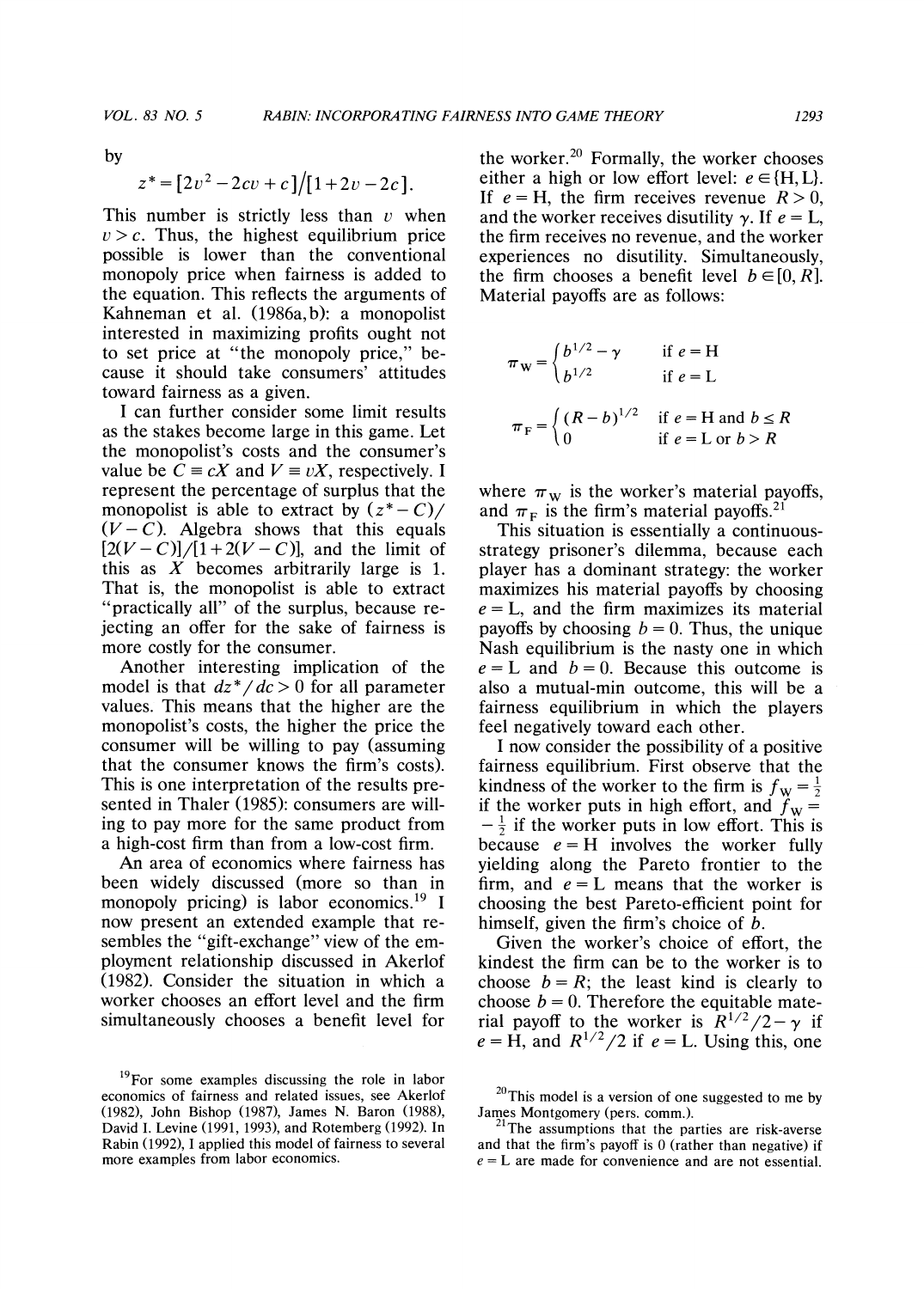by

$$z^* = [2v^2 - 2cv + c]/[1 + 2v - 2c].$$

This number is strictly less than $v$ when $v > c$. Thus, the highest equilibrium price possible is lower than the conventional monopoly price when fairness is added to the equation. This reflects the arguments of Kahneman et al. (1986a, b): a monopolist interested in maximizing profits ought not to set price at "the monopoly price," because it should take consumers' attitudes toward fairness as a given.

I can further consider some limit results as the stakes become large in this game. Let the monopolist's costs and the consumer's value be $C \equiv cX$ and $V \equiv vX$, respectively. I represent the percentage of surplus that the monopolist is able to extract by $(z^* - C)/(V - C)$. Algebra shows that this equals $[2(V - C)]/[1 + 2(V - C)]$, and the limit of this as $X$ becomes arbitrarily large is 1. That is, the monopolist is able to extract "practically all" of the surplus, because rejecting an offer for the sake of fairness is more costly for the consumer.

Another interesting implication of the model is that $dz^*/dc > 0$ for all parameter values. This means that the higher are the monopolist's costs, the higher the price the consumer will be willing to pay (assuming that the consumer knows the firm's costs). This is one interpretation of the results presented in Thaler (1985): consumers are willing to pay more for the same product from a high-cost firm than from a low-cost firm.

An area of economics where fairness has been widely discussed (more so than in monopoly pricing) is labor economics.[19] I now present an extended example that resembles the "gift-exchange" view of the employment relationship discussed in Akerlof (1982). Consider the situation in which a worker chooses an effort level and the firm simultaneously chooses a benefit level for the worker.[20] Formally, the worker chooses either a high or low effort level: $e \in \{\text{H}, \text{L}\}$. If $e = \text{H}$, the firm receives revenue $R > 0$, and the worker receives disutility $\gamma$. If $e = \text{L}$, the firm receives no revenue, and the worker experiences no disutility. Simultaneously, the firm chooses a benefit level $b \in [0, R]$. Material payoffs are as follows:

$$\pi_\text{W} = \begin{cases} b^{1/2} - \gamma & \text{if } e = \text{H} \\ b^{1/2} & \text{if } e = \text{L} \end{cases}$$

$$\pi_\text{F} = \begin{cases} (R - b)^{1/2} & \text{if } e = \text{H and } b \leq R \\ 0 & \text{if } e = \text{L or } b > R \end{cases}$$

where $\pi_\text{W}$ is the worker's material payoffs, and $\pi_\text{F}$ is the firm's material payoffs.[21]

This situation is essentially a continuous-strategy prisoner's dilemma, because each player has a dominant strategy: the worker maximizes his material payoffs by choosing $e = \text{L}$, and the firm maximizes its material payoffs by choosing $b = 0$. Thus, the unique Nash equilibrium is the nasty one in which $e = \text{L}$ and $b = 0$. Because this outcome is also a mutual-min outcome, this will be a fairness equilibrium in which the players feel negatively toward each other.

I now consider the possibility of a positive fairness equilibrium. First observe that the kindness of the worker to the firm is $f_\text{W} = \frac{1}{2}$ if the worker puts in high effort, and $f_\text{W} = -\frac{1}{2}$ if the worker puts in low effort. This is because $e = \text{H}$ involves the worker fully yielding along the Pareto frontier to the firm, and $e = \text{L}$ means that the worker is choosing the best Pareto-efficient point for himself, given the firm's choice of $b$.

Given the worker's choice of effort, the kindest the firm can be to the worker is to choose $b = R$; the least kind is clearly to choose $b = 0$. Therefore the equitable material payoff to the worker is $R^{1/2}/2 - \gamma$ if $e = \text{H}$, and $R^{1/2}/2$ if $e = \text{L}$. Using this, one

[19] For some examples discussing the role in labor economics of fairness and related issues, see Akerlof (1982), John Bishop (1987), James N. Baron (1988), David I. Levine (1991, 1993), and Rotemberg (1992). In Rabin (1992), I applied this model of fairness to several more examples from labor economics.

[20] This model is a version of one suggested to me by James Montgomery (pers. comm.).

[21] The assumptions that the parties are risk-averse and that the firm's payoff is 0 (rather than negative) if $e = \text{L}$ are made for convenience and are not essential.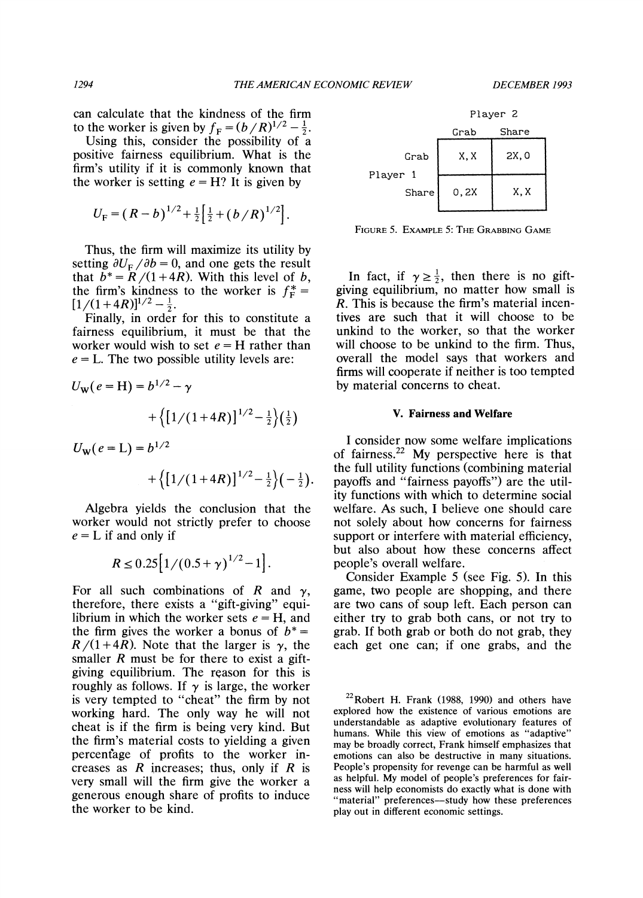can calculate that the kindness of the firm to the worker is given by $f_F = (b/R)^{1/2} - \frac{1}{2}$.

Using this, consider the possibility of a positive fairness equilibrium. What is the firm's utility if it is commonly known that the worker is setting $e = \text{H}$? It is given by

$$U_F = (R-b)^{1/2} + \tfrac{1}{2}\left[\tfrac{1}{2} + (b/R)^{1/2}\right].$$

Thus, the firm will maximize its utility by setting $\partial U_F / \partial b = 0$, and one gets the result that $b^* = R/(1+4R)$. With this level of $b$, the firm's kindness to the worker is $f_F^* = [1/(1+4R)]^{1/2} - \frac{1}{2}$.

Finally, in order for this to constitute a fairness equilibrium, it must be that the worker would wish to set $e = \text{H}$ rather than $e = \text{L}$. The two possible utility levels are:

$$U_W(e=\text{H}) = b^{1/2} - \gamma + \left\{[1/(1+4R)]^{1/2} - \tfrac{1}{2}\right\}\left(\tfrac{1}{2}\right)$$

$$U_W(e=\text{L}) = b^{1/2} + \left\{[1/(1+4R)]^{1/2} - \tfrac{1}{2}\right\}\left(-\tfrac{1}{2}\right).$$

Algebra yields the conclusion that the worker would not strictly prefer to choose $e = \text{L}$ if and only if

$$R \leq 0.25\left[1/(0.5+\gamma)^{1/2} - 1\right].$$

For all such combinations of $R$ and $\gamma$, therefore, there exists a "gift-giving" equilibrium in which the worker sets $e = \text{H}$, and the firm gives the worker a bonus of $b^* = R/(1+4R)$. Note that the larger is $\gamma$, the smaller $R$ must be for there to exist a gift-giving equilibrium. The reason for this is roughly as follows. If $\gamma$ is large, the worker is very tempted to "cheat" the firm by not working hard. The only way he will not cheat is if the firm is being very kind. But the firm's material costs to yielding a given percentage of profits to the worker increases as $R$ increases; thus, only if $R$ is very small will the firm give the worker a generous enough share of profits to induce the worker to be kind.

In fact, if $\gamma \geq \frac{1}{2}$, then there is no gift-giving equilibrium, no matter how small is $R$. This is because the firm's material incentives are such that it will choose to be unkind to the worker, so that the worker will choose to be unkind to the firm. Thus, overall the model says that workers and firms will cooperate if neither is too tempted by material concerns to cheat.

## V. Fairness and Welfare

I consider now some welfare implications of fairness.[22] My perspective here is that the full utility functions (combining material payoffs and "fairness payoffs") are the utility functions with which to determine social welfare. As such, I believe one should care not solely about how concerns for fairness support or interfere with material efficiency, but also about how these concerns affect people's overall welfare.

Consider Example 5 (see Fig. 5). In this game, two people are shopping, and there are two cans of soup left. Each person can either try to grab both cans, or not try to grab. If both grab or both do not grab, they each get one can; if one grabs, and the

| | | Player 2 | |
|---|---|---|---|
| | | Grab | Share |
| Player 1 | Grab | X, X | 2X, 0 |
| | Share | 0, 2X | X, X |

FIGURE 5. EXAMPLE 5: THE GRABBING GAME

[22] Robert H. Frank (1988, 1990) and others have explored how the existence of various emotions are understandable as adaptive evolutionary features of humans. While this view of emotions as "adaptive" may be broadly correct, Frank himself emphasizes that emotions can also be destructive in many situations. People's propensity for revenge can be harmful as well as helpful. My model of people's preferences for fairness will help economists do exactly what is done with "material" preferences—study how these preferences play out in different economic settings.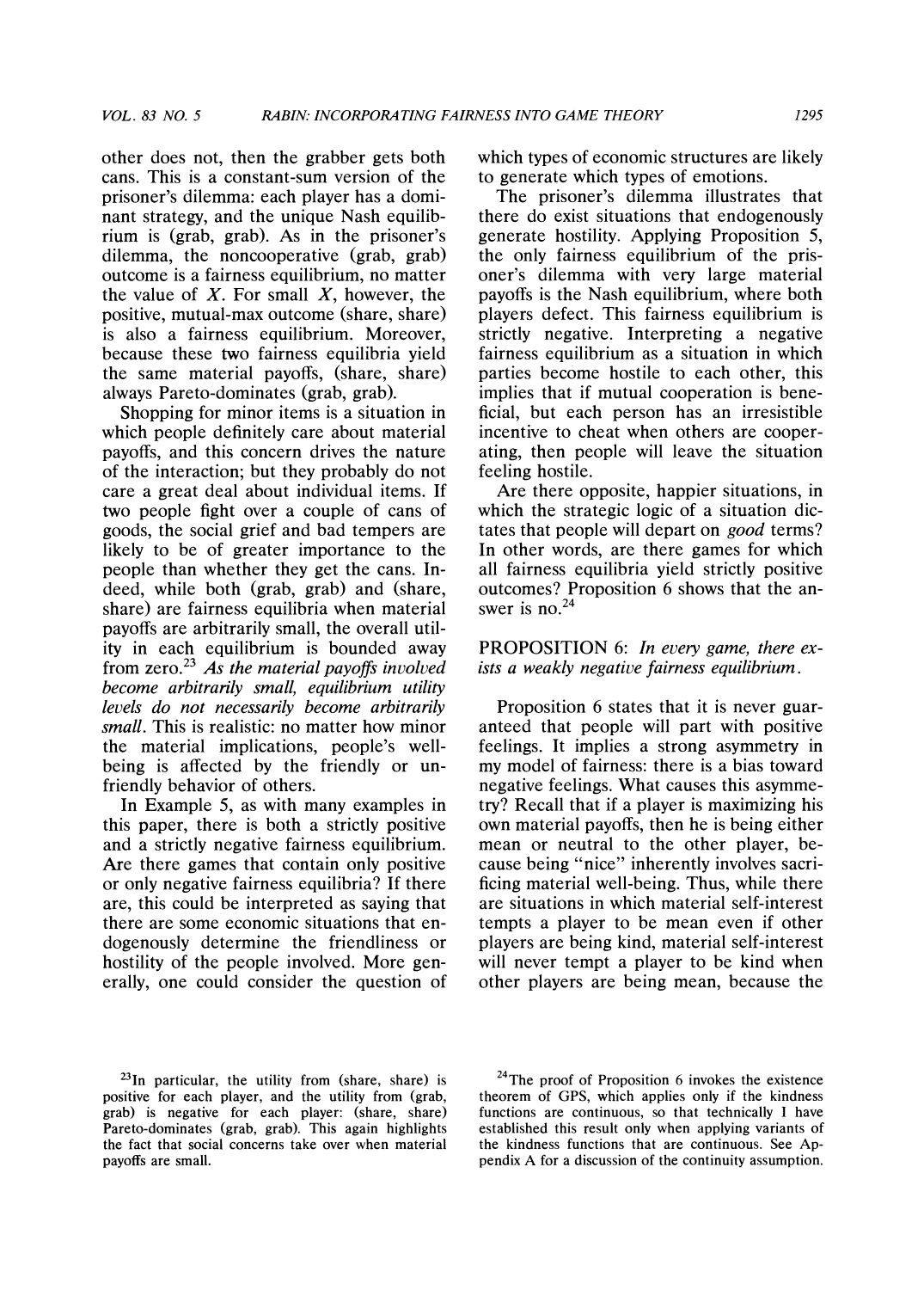other does not, then the grabber gets both cans. This is a constant-sum version of the prisoner's dilemma: each player has a dominant strategy, and the unique Nash equilibrium is (grab, grab). As in the prisoner's dilemma, the noncooperative (grab, grab) outcome is a fairness equilibrium, no matter the value of $X$. For small $X$, however, the positive, mutual-max outcome (share, share) is also a fairness equilibrium. Moreover, because these two fairness equilibria yield the same material payoffs, (share, share) always Pareto-dominates (grab, grab).

Shopping for minor items is a situation in which people definitely care about material payoffs, and this concern drives the nature of the interaction; but they probably do not care a great deal about individual items. If two people fight over a couple of cans of goods, the social grief and bad tempers are likely to be of greater importance to the people than whether they get the cans. Indeed, while both (grab, grab) and (share, share) are fairness equilibria when material payoffs are arbitrarily small, the overall utility in each equilibrium is bounded away from zero.[23] *As the material payoffs involved become arbitrarily small, equilibrium utility levels do not necessarily become arbitrarily small.* This is realistic: no matter how minor the material implications, people's well-being is affected by the friendly or unfriendly behavior of others.

In Example 5, as with many examples in this paper, there is both a strictly positive and a strictly negative fairness equilibrium. Are there games that contain only positive or only negative fairness equilibria? If there are, this could be interpreted as saying that there are some economic situations that endogenously determine the friendliness or hostility of the people involved. More generally, one could consider the question of which types of economic structures are likely to generate which types of emotions.

The prisoner's dilemma illustrates that there do exist situations that endogenously generate hostility. Applying Proposition 5, the only fairness equilibrium of the prisoner's dilemma with very large material payoffs is the Nash equilibrium, where both players defect. This fairness equilibrium is strictly negative. Interpreting a negative fairness equilibrium as a situation in which parties become hostile to each other, this implies that if mutual cooperation is beneficial, but each person has an irresistible incentive to cheat when others are cooperating, then people will leave the situation feeling hostile.

Are there opposite, happier situations, in which the strategic logic of a situation dictates that people will depart on *good* terms? In other words, are there games for which all fairness equilibria yield strictly positive outcomes? Proposition 6 shows that the answer is no.[24]

PROPOSITION 6: *In every game, there exists a weakly negative fairness equilibrium.*

Proposition 6 states that it is never guaranteed that people will part with positive feelings. It implies a strong asymmetry in my model of fairness: there is a bias toward negative feelings. What causes this asymmetry? Recall that if a player is maximizing his own material payoffs, then he is being either mean or neutral to the other player, because being "nice" inherently involves sacrificing material well-being. Thus, while there are situations in which material self-interest tempts a player to be mean even if other players are being kind, material self-interest will never tempt a player to be kind when other players are being mean, because the

[23] In particular, the utility from (share, share) is positive for each player, and the utility from (grab, grab) is negative for each player: (share, share) Pareto-dominates (grab, grab). This again highlights the fact that social concerns take over when material payoffs are small.

[24] The proof of Proposition 6 invokes the existence theorem of GPS, which applies only if the kindness functions are continuous, so that technically I have established this result only when applying variants of the kindness functions that are continuous. See Appendix A for a discussion of the continuity assumption.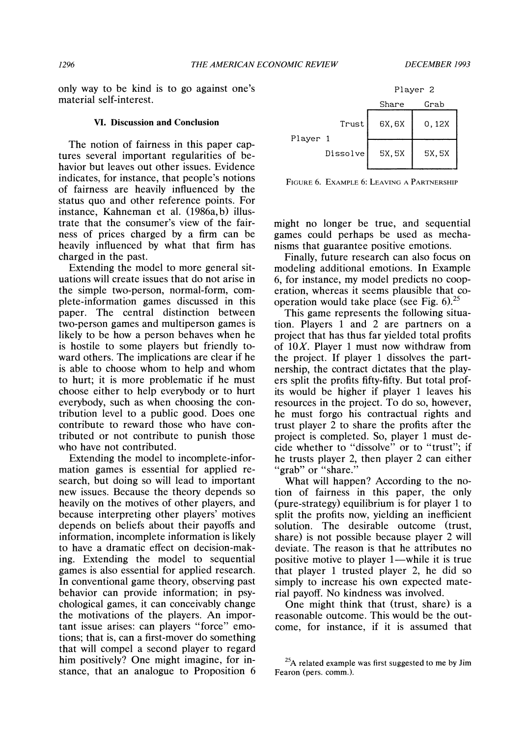only way to be kind is to go against one's material self-interest.

## VI. Discussion and Conclusion

The notion of fairness in this paper captures several important regularities of behavior but leaves out other issues. Evidence indicates, for instance, that people's notions of fairness are heavily influenced by the status quo and other reference points. For instance, Kahneman et al. (1986a, b) illustrate that the consumer's view of the fairness of prices charged by a firm can be heavily influenced by what that firm has charged in the past.

Extending the model to more general situations will create issues that do not arise in the simple two-person, normal-form, complete-information games discussed in this paper. The central distinction between two-person games and multiperson games is likely to be how a person behaves when he is hostile to some players but friendly toward others. The implications are clear if he is able to choose whom to help and whom to hurt; it is more problematic if he must choose either to help everybody or to hurt everybody, such as when choosing the contribution level to a public good. Does one contribute to reward those who have contributed or not contribute to punish those who have not contributed.

Extending the model to incomplete-information games is essential for applied research, but doing so will lead to important new issues. Because the theory depends so heavily on the motives of other players, and because interpreting other players' motives depends on beliefs about their payoffs and information, incomplete information is likely to have a dramatic effect on decision-making. Extending the model to sequential games is also essential for applied research. In conventional game theory, observing past behavior can provide information; in psychological games, it can conceivably change the motivations of the players. An important issue arises: can players "force" emotions; that is, can a first-mover do something that will compel a second player to regard him positively? One might imagine, for instance, that an analogue to Proposition 6 might no longer be true, and sequential games could perhaps be used as mechanisms that guarantee positive emotions.

| | | Player 2: Share | Player 2: Grab |
|---|---|---|---|
| Player 1 | Trust | $6X, 6X$ | $0, 12X$ |
| | Dissolve | $5X, 5X$ | $5X, 5X$ |

FIGURE 6. EXAMPLE 6: LEAVING A PARTNERSHIP

Finally, future research can also focus on modeling additional emotions. In Example 6, for instance, my model predicts no cooperation, whereas it seems plausible that cooperation would take place (see Fig. 6).[25]

This game represents the following situation. Players 1 and 2 are partners on a project that has thus far yielded total profits of $10X$. Player 1 must now withdraw from the project. If player 1 dissolves the partnership, the contract dictates that the players split the profits fifty-fifty. But total profits would be higher if player 1 leaves his resources in the project. To do so, however, he must forgo his contractual rights and trust player 2 to share the profits after the project is completed. So, player 1 must decide whether to "dissolve" or to "trust"; if he trusts player 2, then player 2 can either "grab" or "share."

What will happen? According to the notion of fairness in this paper, the only (pure-strategy) equilibrium is for player 1 to split the profits now, yielding an inefficient solution. The desirable outcome (trust, share) is not possible because player 2 will deviate. The reason is that he attributes no positive motive to player 1—while it is true that player 1 trusted player 2, he did so simply to increase his own expected material payoff. No kindness was involved.

One might think that (trust, share) is a reasonable outcome. This would be the outcome, for instance, if it is assumed that

[25] A related example was first suggested to me by Jim Fearon (pers. comm.).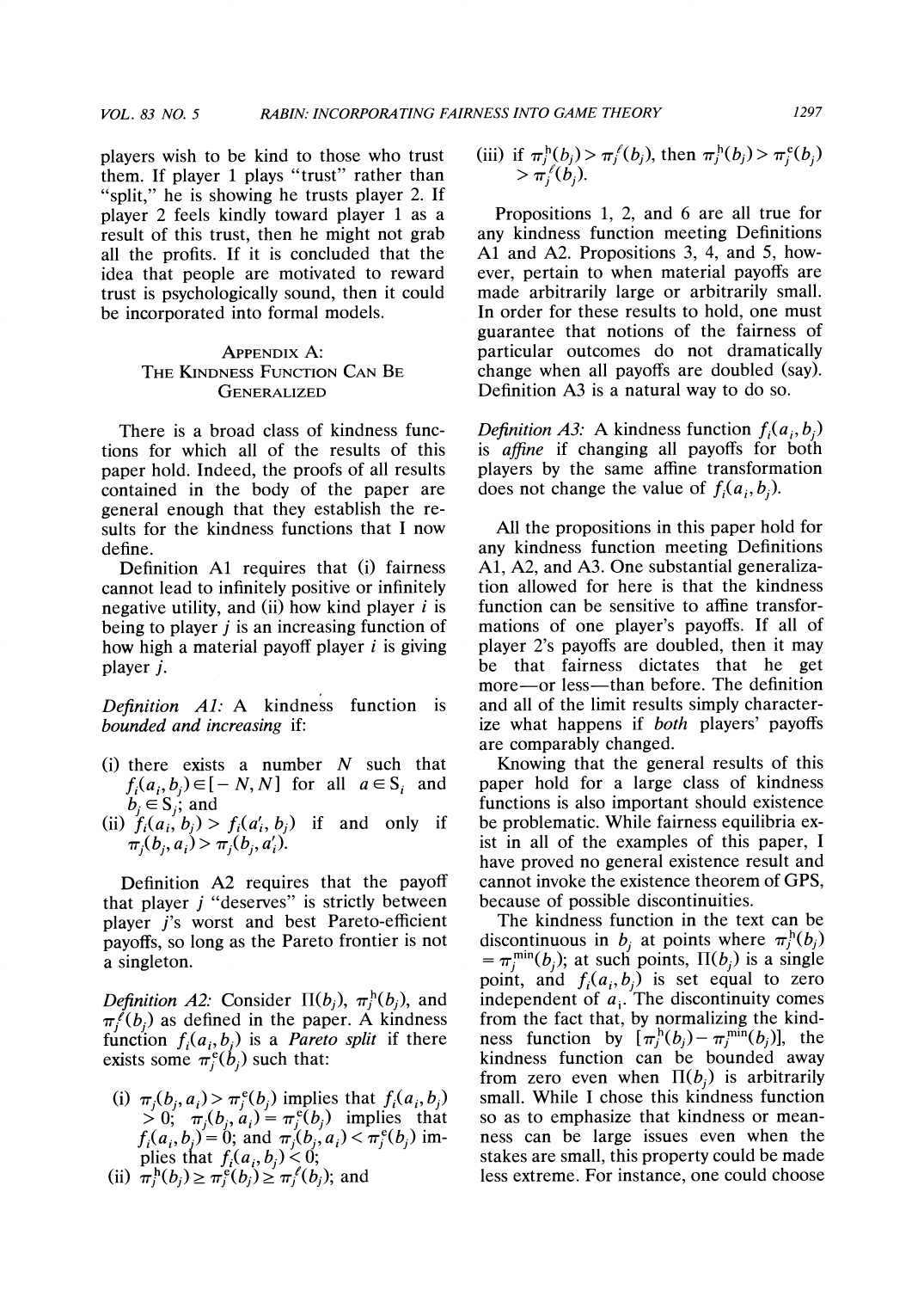players wish to be kind to those who trust them. If player 1 plays "trust" rather than "split," he is showing he trusts player 2. If player 2 feels kindly toward player 1 as a result of this trust, then he might not grab all the profits. If it is concluded that the idea that people are motivated to reward trust is psychologically sound, then it could be incorporated into formal models.

## Appendix A: The Kindness Function Can Be Generalized

There is a broad class of kindness functions for which all of the results of this paper hold. Indeed, the proofs of all results contained in the body of the paper are general enough that they establish the results for the kindness functions that I now define.

Definition A1 requires that (i) fairness cannot lead to infinitely positive or infinitely negative utility, and (ii) how kind player $i$ is being to player $j$ is an increasing function of how high a material payoff player $i$ is giving player $j$.

*Definition A1:* A kindness function is *bounded and increasing* if:

(i) there exists a number $N$ such that $f_i(a_i, b_j) \in [-N, N]$ for all $a \in S_i$ and $b_j \in S_j$; and

(ii) $f_i(a_i, b_j) > f_i(a_i', b_j)$ if and only if $\pi_j(b_j, a_i) > \pi_j(b_j, a_i')$.

Definition A2 requires that the payoff that player $j$ "deserves" is strictly between player $j$'s worst and best Pareto-efficient payoffs, so long as the Pareto frontier is not a singleton.

*Definition A2:* Consider $\Pi(b_j)$, $\pi_j^{\mathrm{h}}(b_j)$, and $\pi_j^{\ell}(b_j)$ as defined in the paper. A kindness function $f_i(a_i, b_j)$ is a *Pareto split* if there exists some $\pi_j^{\mathrm{e}}(b_j)$ such that:

(i) $\pi_j(b_j, a_i) > \pi_j^{\mathrm{e}}(b_j)$ implies that $f_i(a_i, b_j) > 0$; $\pi_j(b_j, a_i) = \pi_j^{\mathrm{e}}(b_j)$ implies that $f_i(a_i, b_j) = 0$; and $\pi_j(b_j, a_i) < \pi_j^{\mathrm{e}}(b_j)$ implies that $f_i(a_i, b_j) < 0$;

(ii) $\pi_j^{\mathrm{h}}(b_j) \geq \pi_j^{\mathrm{e}}(b_j) \geq \pi_j^{\ell}(b_j)$; and

(iii) if $\pi_j^{\mathrm{h}}(b_j) > \pi_j^{\ell}(b_j)$, then $\pi_j^{\mathrm{h}}(b_j) > \pi_j^{\mathrm{e}}(b_j) > \pi_j^{\ell}(b_j)$.

Propositions 1, 2, and 6 are all true for any kindness function meeting Definitions A1 and A2. Propositions 3, 4, and 5, however, pertain to when material payoffs are made arbitrarily large or arbitrarily small. In order for these results to hold, one must guarantee that notions of the fairness of particular outcomes do not dramatically change when all payoffs are doubled (say). Definition A3 is a natural way to do so.

*Definition A3:* A kindness function $f_i(a_i, b_j)$ is *affine* if changing all payoffs for both players by the same affine transformation does not change the value of $f_i(a_i, b_j)$.

All the propositions in this paper hold for any kindness function meeting Definitions A1, A2, and A3. One substantial generalization allowed for here is that the kindness function can be sensitive to affine transformations of one player's payoffs. If all of player 2's payoffs are doubled, then it may be that fairness dictates that he get more—or less—than before. The definition and all of the limit results simply characterize what happens if *both* players' payoffs are comparably changed.

Knowing that the general results of this paper hold for a large class of kindness functions is also important should existence be problematic. While fairness equilibria exist in all of the examples of this paper, I have proved no general existence result and cannot invoke the existence theorem of GPS, because of possible discontinuities.

The kindness function in the text can be discontinuous in $b_j$ at points where $\pi_j^{\mathrm{h}}(b_j) = \pi_j^{\min}(b_j)$; at such points, $\Pi(b_j)$ is a single point, and $f_i(a_i, b_j)$ is set equal to zero independent of $a_i$. The discontinuity comes from the fact that, by normalizing the kindness function by $[\pi_j^{\mathrm{h}}(b_j) - \pi_j^{\min}(b_j)]$, the kindness function can be bounded away from zero even when $\Pi(b_j)$ is arbitrarily small. While I chose this kindness function so as to emphasize that kindness or meanness can be large issues even when the stakes are small, this property could be made less extreme. For instance, one could choose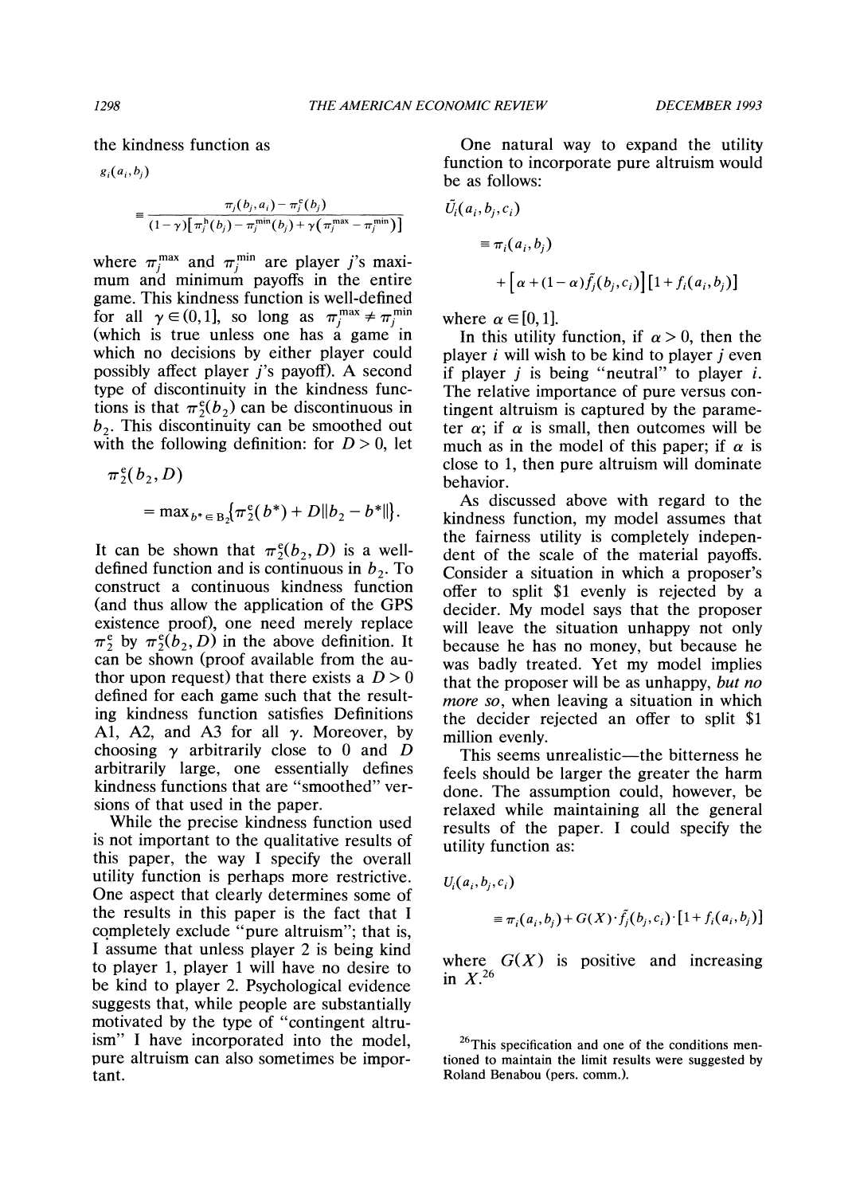the kindness function as

$$g_i(a_i, b_j) \equiv \frac{\pi_j(b_j, a_i) - \pi_j^e(b_j)}{(1-\gamma)[\pi_j^h(b_j) - \pi_j^{min}(b_j) + \gamma(\pi_j^{max} - \pi_j^{min})]}$$

where $\pi_j^{max}$ and $\pi_j^{min}$ are player $j$'s maximum and minimum payoffs in the entire game. This kindness function is well-defined for all $\gamma \in (0,1]$, so long as $\pi_j^{max} \neq \pi_j^{min}$ (which is true unless one has a game in which no decisions by either player could possibly affect player $j$'s payoff). A second type of discontinuity in the kindness functions is that $\pi_2^e(b_2)$ can be discontinuous in $b_2$. This discontinuity can be smoothed out with the following definition: for $D > 0$, let

$$\pi_2^e(b_2, D) = \max_{b^* \in B_2}\{\pi_2^e(b^*) + D\|b_2 - b^*\|\}.$$

It can be shown that $\pi_2^e(b_2, D)$ is a well-defined function and is continuous in $b_2$. To construct a continuous kindness function (and thus allow the application of the GPS existence proof), one need merely replace $\pi_2^e$ by $\pi_2^e(b_2, D)$ in the above definition. It can be shown (proof available from the author upon request) that there exists a $D > 0$ defined for each game such that the resulting kindness function satisfies Definitions A1, A2, and A3 for all $\gamma$. Moreover, by choosing $\gamma$ arbitrarily close to 0 and $D$ arbitrarily large, one essentially defines kindness functions that are "smoothed" versions of that used in the paper.

While the precise kindness function used is not important to the qualitative results of this paper, the way I specify the overall utility function is perhaps more restrictive. One aspect that clearly determines some of the results in this paper is the fact that I completely exclude "pure altruism"; that is, I assume that unless player 2 is being kind to player 1, player 1 will have no desire to be kind to player 2. Psychological evidence suggests that, while people are substantially motivated by the type of "contingent altruism" I have incorporated into the model, pure altruism can also sometimes be important.

One natural way to expand the utility function to incorporate pure altruism would be as follows:

$$\tilde{U}_i(a_i, b_j, c_i) \equiv \pi_i(a_i, b_j) + \left[\alpha + (1-\alpha)\tilde{f}_j(b_j, c_i)\right]\left[1 + f_i(a_i, b_j)\right]$$

where $\alpha \in [0,1]$.

In this utility function, if $\alpha > 0$, then the player $i$ will wish to be kind to player $j$ even if player $j$ is being "neutral" to player $i$. The relative importance of pure versus contingent altruism is captured by the parameter $\alpha$; if $\alpha$ is small, then outcomes will be much as in the model of this paper; if $\alpha$ is close to 1, then pure altruism will dominate behavior.

As discussed above with regard to the kindness function, my model assumes that the fairness utility is completely independent of the scale of the material payoffs. Consider a situation in which a proposer's offer to split \$1 evenly is rejected by a decider. My model says that the proposer will leave the situation unhappy not only because he has no money, but because he was badly treated. Yet my model implies that the proposer will be as unhappy, *but no more so*, when leaving a situation in which the decider rejected an offer to split \$1 million evenly.

This seems unrealistic—the bitterness he feels should be larger the greater the harm done. The assumption could, however, be relaxed while maintaining all the general results of the paper. I could specify the utility function as:

$$U_i(a_i, b_j, c_i) \equiv \pi_i(a_i, b_j) + G(X) \cdot \tilde{f}_j(b_j, c_i) \cdot [1 + f_i(a_i, b_j)]$$

where $G(X)$ is positive and increasing in $X$.[26]

[26] This specification and one of the conditions mentioned to maintain the limit results were suggested by Roland Benabou (pers. comm.).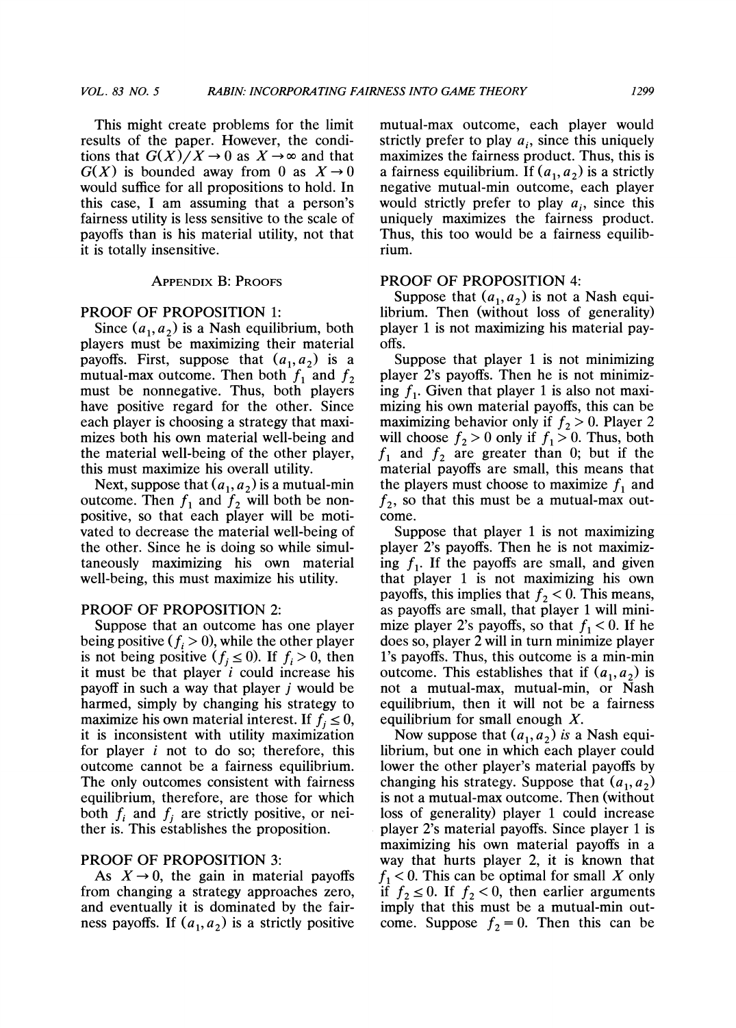This might create problems for the limit results of the paper. However, the conditions that $G(X)/X \to 0$ as $X \to \infty$ and that $G(X)$ is bounded away from 0 as $X \to 0$ would suffice for all propositions to hold. In this case, I am assuming that a person's fairness utility is less sensitive to the scale of payoffs than is his material utility, not that it is totally insensitive.

## Appendix B: Proofs

### Proof of Proposition 1:

Since $(a_1, a_2)$ is a Nash equilibrium, both players must be maximizing their material payoffs. First, suppose that $(a_1, a_2)$ is a mutual-max outcome. Then both $f_1$ and $f_2$ must be nonnegative. Thus, both players have positive regard for the other. Since each player is choosing a strategy that maximizes both his own material well-being and the material well-being of the other player, this must maximize his overall utility.

Next, suppose that $(a_1, a_2)$ is a mutual-min outcome. Then $f_1$ and $f_2$ will both be nonpositive, so that each player will be motivated to decrease the material well-being of the other. Since he is doing so while simultaneously maximizing his own material well-being, this must maximize his utility.

### Proof of Proposition 2:

Suppose that an outcome has one player being positive ($f_i > 0$), while the other player is not being positive ($f_j \leq 0$). If $f_i > 0$, then it must be that player $i$ could increase his payoff in such a way that player $j$ would be harmed, simply by changing his strategy to maximize his own material interest. If $f_j \leq 0$, it is inconsistent with utility maximization for player $i$ not to do so; therefore, this outcome cannot be a fairness equilibrium. The only outcomes consistent with fairness equilibrium, therefore, are those for which both $f_i$ and $f_j$ are strictly positive, or neither is. This establishes the proposition.

### Proof of Proposition 3:

As $X \to 0$, the gain in material payoffs from changing a strategy approaches zero, and eventually it is dominated by the fairness payoffs. If $(a_1, a_2)$ is a strictly positive mutual-max outcome, each player would strictly prefer to play $a_i$, since this uniquely maximizes the fairness product. Thus, this is a fairness equilibrium. If $(a_1, a_2)$ is a strictly negative mutual-min outcome, each player would strictly prefer to play $a_i$, since this uniquely maximizes the fairness product. Thus, this too would be a fairness equilibrium.

### Proof of Proposition 4:

Suppose that $(a_1, a_2)$ is not a Nash equilibrium. Then (without loss of generality) player 1 is not maximizing his material payoffs.

Suppose that player 1 is not minimizing player 2's payoffs. Then he is not minimizing $f_1$. Given that player 1 is also not maximizing his own material payoffs, this can be maximizing behavior only if $f_2 > 0$. Player 2 will choose $f_2 > 0$ only if $f_1 > 0$. Thus, both $f_1$ and $f_2$ are greater than 0; but if the material payoffs are small, this means that the players must choose to maximize $f_1$ and $f_2$, so that this must be a mutual-max outcome.

Suppose that player 1 is not maximizing player 2's payoffs. Then he is not maximizing $f_1$. If the payoffs are small, and given that player 1 is not maximizing his own payoffs, this implies that $f_2 < 0$. This means, as payoffs are small, that player 1 will minimize player 2's payoffs, so that $f_1 < 0$. If he does so, player 2 will in turn minimize player 1's payoffs. Thus, this outcome is a min-min outcome. This establishes that if $(a_1, a_2)$ is not a mutual-max, mutual-min, or Nash equilibrium, then it will not be a fairness equilibrium for small enough $X$.

Now suppose that $(a_1, a_2)$ *is* a Nash equilibrium, but one in which each player could lower the other player's material payoffs by changing his strategy. Suppose that $(a_1, a_2)$ is not a mutual-max outcome. Then (without loss of generality) player 1 could increase player 2's material payoffs. Since player 1 is maximizing his own material payoffs in a way that hurts player 2, it is known that $f_1 < 0$. This can be optimal for small $X$ only if $f_2 \leq 0$. If $f_2 < 0$, then earlier arguments imply that this must be a mutual-min outcome. Suppose $f_2 = 0$. Then this can be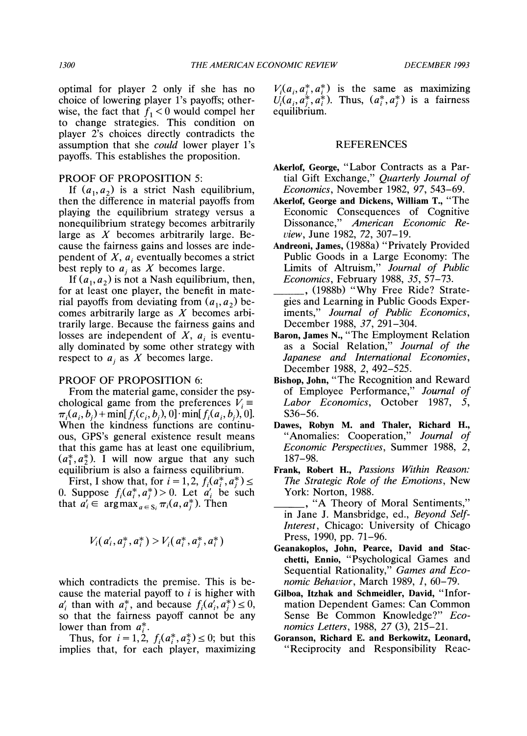optimal for player 2 only if she has no choice of lowering player 1's payoffs; otherwise, the fact that $f_1 < 0$ would compel her to change strategies. This condition on player 2's choices directly contradicts the assumption that she *could* lower player 1's payoffs. This establishes the proposition.

PROOF OF PROPOSITION 5:

If $(a_1, a_2)$ is a strict Nash equilibrium, then the difference in material payoffs from playing the equilibrium strategy versus a nonequilibrium strategy becomes arbitrarily large as $X$ becomes arbitrarily large. Because the fairness gains and losses are independent of $X$, $a_i$ eventually becomes a strict best reply to $a_j$ as $X$ becomes large.

If $(a_1, a_2)$ is not a Nash equilibrium, then, for at least one player, the benefit in material payoffs from deviating from $(a_1, a_2)$ becomes arbitrarily large as $X$ becomes arbitrarily large. Because the fairness gains and losses are independent of $X$, $a_i$ is eventually dominated by some other strategy with respect to $a_j$ as $X$ becomes large.

PROOF OF PROPOSITION 6:

From the material game, consider the psychological game from the preferences $V_i \equiv \pi_i(a_i, b_j) + \min[f_j(c_i, b_j), 0] \cdot \min[f_i(a_i, b_j), 0]$. When the kindness functions are continuous, GPS's general existence result means that this game has at least one equilibrium, $(a_1^*, a_2^*)$. I will now argue that any such equilibrium is also a fairness equilibrium.

First, I show that, for $i = 1, 2$, $f_i(a_i^*, a_j^*) \leq 0$. Suppose $f_i(a_i^*, a_j^*) > 0$. Let $a_i'$ be such that $a_i' \in \arg\max_{a \in S_i} \pi_i(a, a_j^*)$. Then

$$V_i(a_i', a_j^*, a_i^*) > V_i(a_i^*, a_j^*, a_i^*)$$

which contradicts the premise. This is because the material payoff to $i$ is higher with $a_i'$ than with $a_i^*$, and because $f_i(a_i', a_j^*) \leq 0$, so that the fairness payoff cannot be any lower than from $a_i^*$.

Thus, for $i = 1, 2$, $f_i(a_i^*, a_2^*) \leq 0$; but this implies that, for each player, maximizing $V_i(a_i, a_j^*, a_i^*)$ is the same as maximizing $U_i(a_i, a_j^*, a_i^*)$. Thus, $(a_i^*, a_j^*)$ is a fairness equilibrium.

## REFERENCES

**Akerlof, George,** "Labor Contracts as a Partial Gift Exchange," *Quarterly Journal of Economics*, November 1982, *97*, 543–69.

**Akerlof, George and Dickens, William T.,** "The Economic Consequences of Cognitive Dissonance," *American Economic Review*, June 1982, *72*, 307–19.

**Andreoni, James,** (1988a) "Privately Provided Public Goods in a Large Economy: The Limits of Altruism," *Journal of Public Economics*, February 1988, *35*, 57–73.

______, (1988b) "Why Free Ride? Strategies and Learning in Public Goods Experiments," *Journal of Public Economics*, December 1988, *37*, 291–304.

**Baron, James N.,** "The Employment Relation as a Social Relation," *Journal of the Japanese and International Economies*, December 1988, *2*, 492–525.

**Bishop, John,** "The Recognition and Reward of Employee Performance," *Journal of Labor Economics*, October 1987, *5*, S36–56.

**Dawes, Robyn M. and Thaler, Richard H.,** "Anomalies: Cooperation," *Journal of Economic Perspectives*, Summer 1988, *2*, 187–98.

**Frank, Robert H.,** *Passions Within Reason: The Strategic Role of the Emotions*, New York: Norton, 1988.

______, "A Theory of Moral Sentiments," in Jane J. Mansbridge, ed., *Beyond Self-Interest*, Chicago: University of Chicago Press, 1990, pp. 71–96.

**Geanakoplos, John, Pearce, David and Stacchetti, Ennio,** "Psychological Games and Sequential Rationality," *Games and Economic Behavior*, March 1989, *1*, 60–79.

**Gilboa, Itzhak and Schmeidler, David,** "Information Dependent Games: Can Common Sense Be Common Knowledge?" *Economics Letters*, 1988, *27* (3), 215–21.

**Goranson, Richard E. and Berkowitz, Leonard,** "Reciprocity and Responsibility Reac-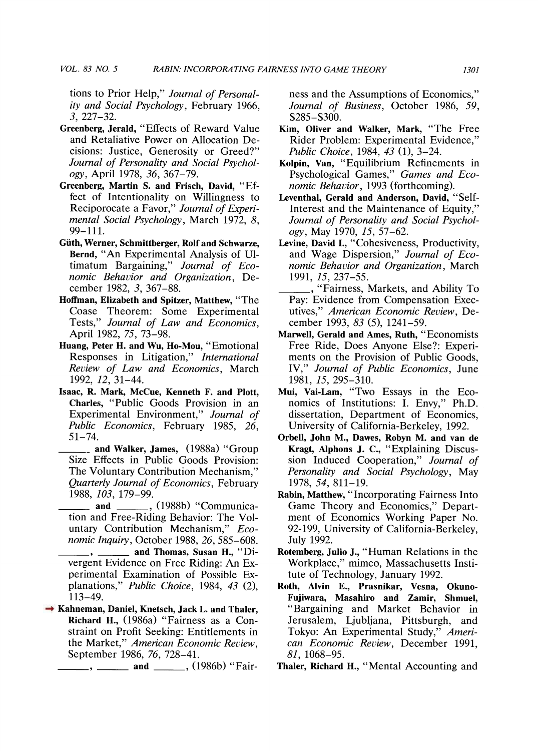tions to Prior Help," *Journal of Personality and Social Psychology*, February 1966, *3*, 227–32.

**Greenberg, Jerald,** "Effects of Reward Value and Retaliative Power on Allocation Decisions: Justice, Generosity or Greed?" *Journal of Personality and Social Psychology*, April 1978, *36*, 367–79.

**Greenberg, Martin S. and Frisch, David,** "Effect of Intentionality on Willingness to Reciporocate a Favor," *Journal of Experimental Social Psychology*, March 1972, *8*, 99–111.

**Güth, Werner, Schmittberger, Rolf and Schwarze, Bernd,** "An Experimental Analysis of Ultimatum Bargaining," *Journal of Economic Behavior and Organization*, December 1982, *3*, 367–88.

**Hoffman, Elizabeth and Spitzer, Matthew,** "The Coase Theorem: Some Experimental Tests," *Journal of Law and Economics*, April 1982, *75*, 73–98.

**Huang, Peter H. and Wu, Ho-Mou,** "Emotional Responses in Litigation," *International Review of Law and Economics*, March 1992, *12*, 31–44.

**Isaac, R. Mark, McCue, Kenneth F. and Plott, Charles,** "Public Goods Provision in an Experimental Environment," *Journal of Public Economics*, February 1985, *26*, 51–74.

______ **and Walker, James,** (1988a) "Group Size Effects in Public Goods Provision: The Voluntary Contribution Mechanism," *Quarterly Journal of Economics*, February 1988, *103*, 179–99.

______ **and** ______, (1988b) "Communication and Free-Riding Behavior: The Voluntary Contribution Mechanism," *Economic Inquiry*, October 1988, *26*, 585–608.

______, ______ **and Thomas, Susan H.,** "Divergent Evidence on Free Riding: An Experimental Examination of Possible Explanations," *Public Choice*, 1984, *43* (2), 113–49.

**Kahneman, Daniel, Knetsch, Jack L. and Thaler, Richard H.,** (1986a) "Fairness as a Constraint on Profit Seeking: Entitlements in the Market," *American Economic Review*, September 1986, *76*, 728–41.

______, ______ **and** ______, (1986b) "Fairness and the Assumptions of Economics," *Journal of Business*, October 1986, *59*, S285–S300.

**Kim, Oliver and Walker, Mark,** "The Free Rider Problem: Experimental Evidence," *Public Choice*, 1984, *43* (1), 3–24.

**Kolpin, Van,** "Equilibrium Refinements in Psychological Games," *Games and Economic Behavior*, 1993 (forthcoming).

**Leventhal, Gerald and Anderson, David,** "Self-Interest and the Maintenance of Equity," *Journal of Personality and Social Psychology*, May 1970, *15*, 57–62.

**Levine, David I.,** "Cohesiveness, Productivity, and Wage Dispersion," *Journal of Economic Behavior and Organization*, March 1991, *15*, 237–55.

______, "Fairness, Markets, and Ability To Pay: Evidence from Compensation Executives," *American Economic Review*, December 1993, *83* (5), 1241–59.

**Marwell, Gerald and Ames, Ruth,** "Economists Free Ride, Does Anyone Else?: Experiments on the Provision of Public Goods, IV," *Journal of Public Economics*, June 1981, *15*, 295–310.

**Mui, Vai-Lam,** "Two Essays in the Economics of Institutions: I. Envy," Ph.D. dissertation, Department of Economics, University of California-Berkeley, 1992.

**Orbell, John M., Dawes, Robyn M. and van de Kragt, Alphons J. C.,** "Explaining Discussion Induced Cooperation," *Journal of Personality and Social Psychology*, May 1978, *54*, 811–19.

**Rabin, Matthew,** "Incorporating Fairness Into Game Theory and Economics," Department of Economics Working Paper No. 92-199, University of California-Berkeley, July 1992.

**Rotemberg, Julio J.,** "Human Relations in the Workplace," mimeo, Massachusetts Institute of Technology, January 1992.

**Roth, Alvin E., Prasnikar, Vesna, Okuno-Fujiwara, Masahiro and Zamir, Shmuel,** "Bargaining and Market Behavior in Jerusalem, Ljubljana, Pittsburgh, and Tokyo: An Experimental Study," *American Economic Review*, December 1991, *81*, 1068–95.

**Thaler, Richard H.,** "Mental Accounting and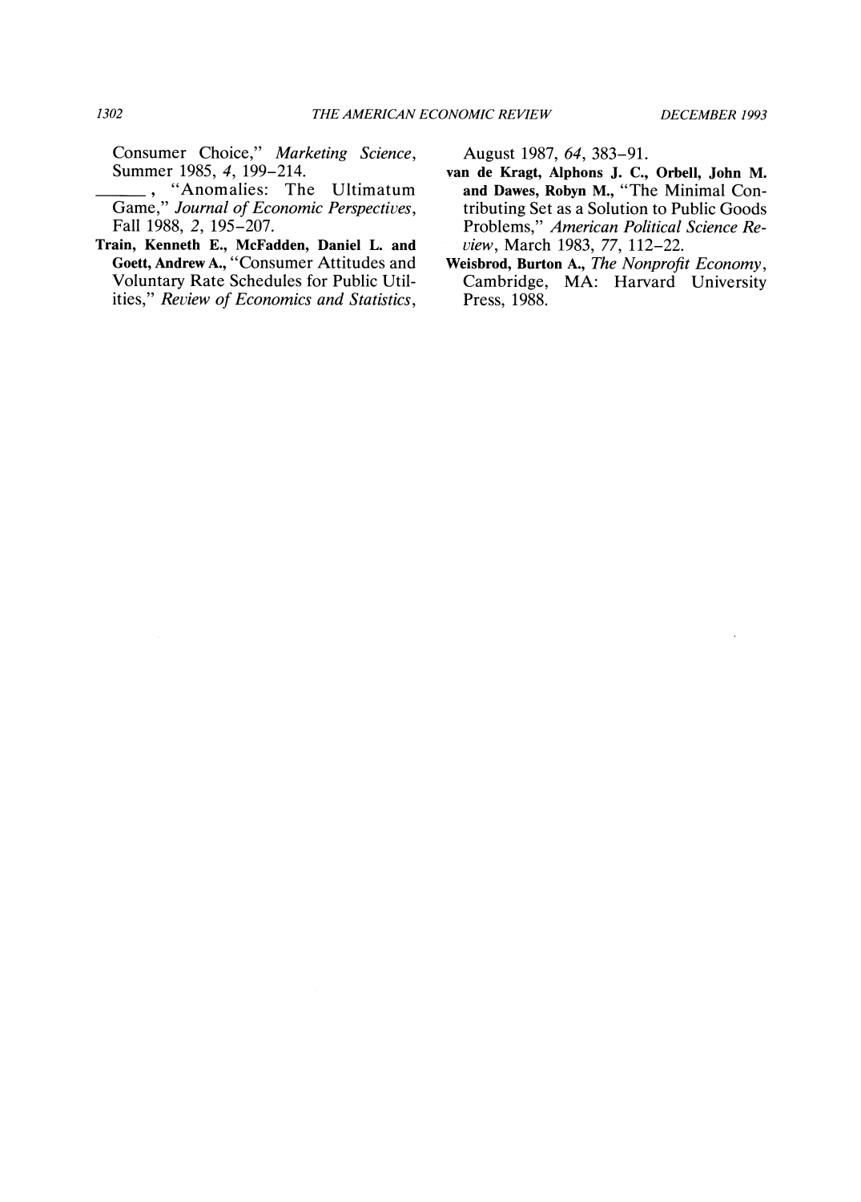Consumer Choice," *Marketing Science*, Summer 1985, *4*, 199–214.

\_\_\_\_\_\_, "Anomalies: The Ultimatum Game," *Journal of Economic Perspectives*, Fall 1988, *2*, 195–207.

**Train, Kenneth E., McFadden, Daniel L. and Goett, Andrew A.,** "Consumer Attitudes and Voluntary Rate Schedules for Public Utilities," *Review of Economics and Statistics*, August 1987, *64*, 383–91.

**van de Kragt, Alphons J. C., Orbell, John M. and Dawes, Robyn M.,** "The Minimal Contributing Set as a Solution to Public Goods Problems," *American Political Science Review*, March 1983, *77*, 112–22.

**Weisbrod, Burton A.,** *The Nonprofit Economy*, Cambridge, MA: Harvard University Press, 1988.